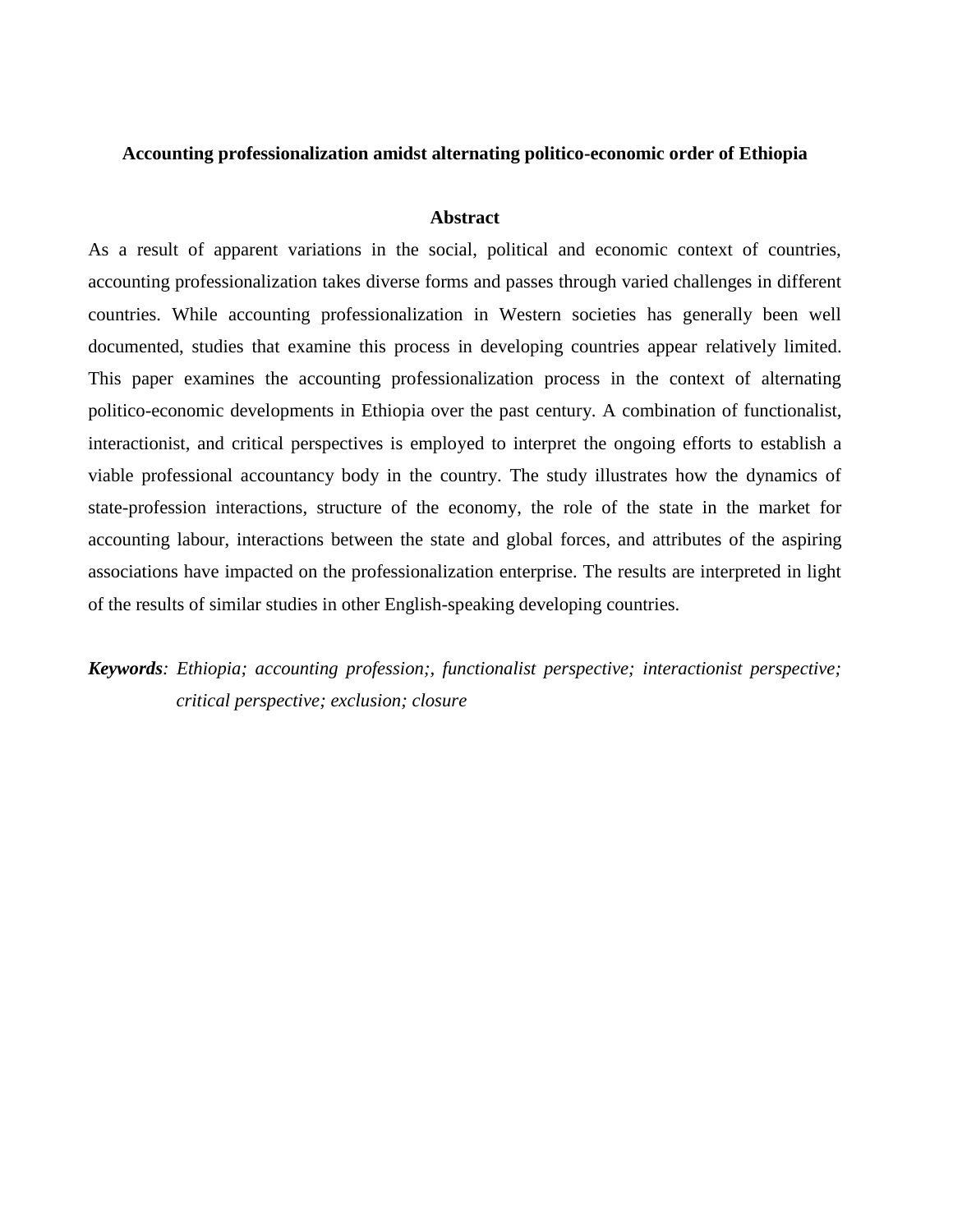# Accounting professionalization amidst alternating politico-economic order of Ethiopia

## Abstract

As a result of apparent variations in the social, political and economic context of countries, accounting professionalization takes diverse forms and passes through varied challenges in different countries. While accounting professionalization in Western societies has generally been well documented, studies that examine this process in developing countries appear relatively limited. This paper examines the accounting professionalization process in the context of alternating politico-economic developments in Ethiopia over the past century. A combination of functionalist, interactionist, and critical perspectives is employed to interpret the ongoing efforts to establish a viable professional accountancy body in the country. The study illustrates how the dynamics of state-profession interactions, structure of the economy, the role of the state in the market for accounting labour, interactions between the state and global forces, and attributes of the aspiring associations have impacted on the professionalization enterprise. The results are interpreted in light of the results of similar studies in other English-speaking developing countries.

***Keywords**: Ethiopia; accounting profession;, functionalist perspective; interactionist perspective; critical perspective; exclusion; closure*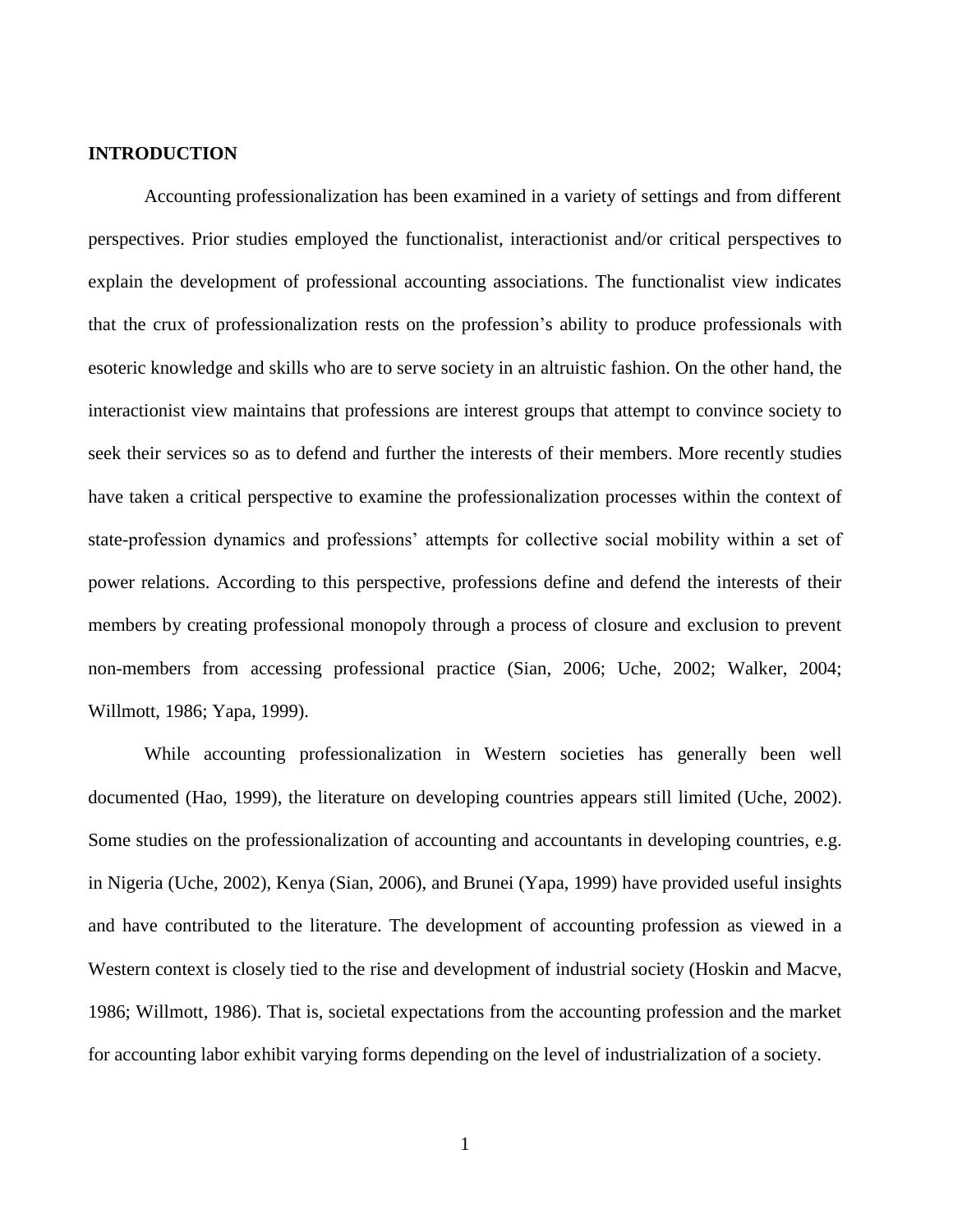# INTRODUCTION

Accounting professionalization has been examined in a variety of settings and from different perspectives. Prior studies employed the functionalist, interactionist and/or critical perspectives to explain the development of professional accounting associations. The functionalist view indicates that the crux of professionalization rests on the profession's ability to produce professionals with esoteric knowledge and skills who are to serve society in an altruistic fashion. On the other hand, the interactionist view maintains that professions are interest groups that attempt to convince society to seek their services so as to defend and further the interests of their members. More recently studies have taken a critical perspective to examine the professionalization processes within the context of state-profession dynamics and professions' attempts for collective social mobility within a set of power relations. According to this perspective, professions define and defend the interests of their members by creating professional monopoly through a process of closure and exclusion to prevent non-members from accessing professional practice (Sian, 2006; Uche, 2002; Walker, 2004; Willmott, 1986; Yapa, 1999).

While accounting professionalization in Western societies has generally been well documented (Hao, 1999), the literature on developing countries appears still limited (Uche, 2002). Some studies on the professionalization of accounting and accountants in developing countries, e.g. in Nigeria (Uche, 2002), Kenya (Sian, 2006), and Brunei (Yapa, 1999) have provided useful insights and have contributed to the literature. The development of accounting profession as viewed in a Western context is closely tied to the rise and development of industrial society (Hoskin and Macve, 1986; Willmott, 1986). That is, societal expectations from the accounting profession and the market for accounting labor exhibit varying forms depending on the level of industrialization of a society.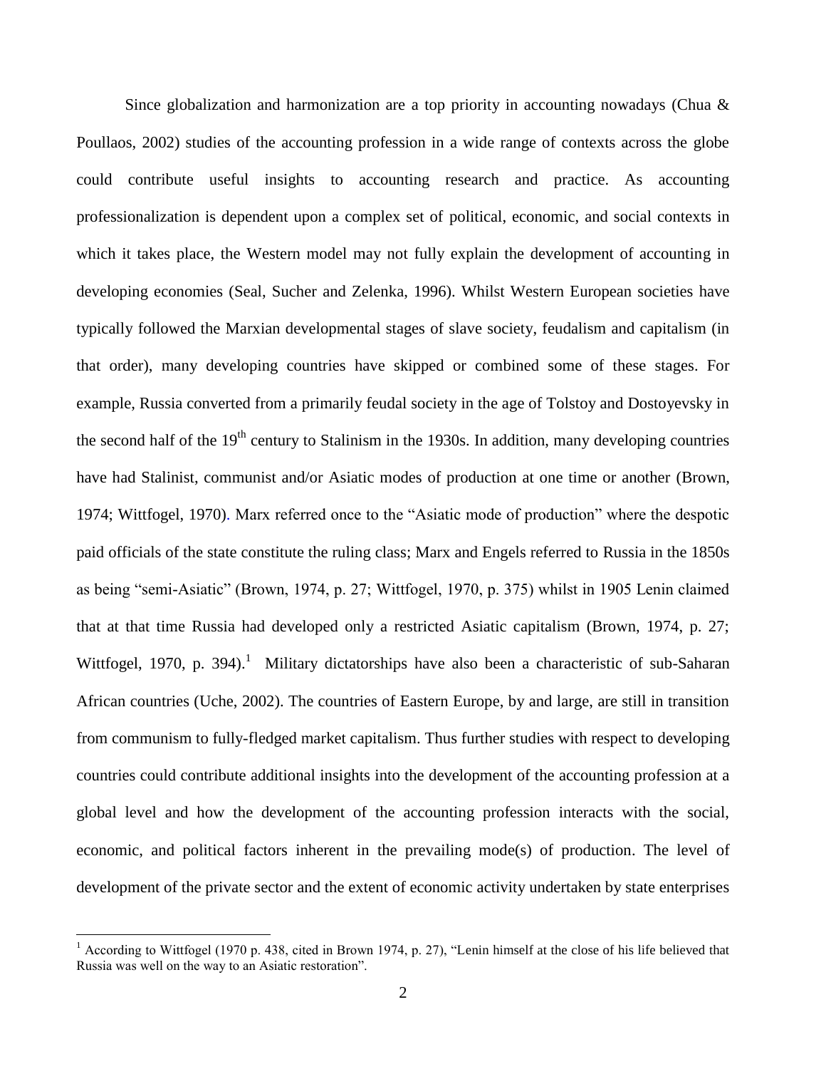Since globalization and harmonization are a top priority in accounting nowadays (Chua & Poullaos, 2002) studies of the accounting profession in a wide range of contexts across the globe could contribute useful insights to accounting research and practice. As accounting professionalization is dependent upon a complex set of political, economic, and social contexts in which it takes place, the Western model may not fully explain the development of accounting in developing economies (Seal, Sucher and Zelenka, 1996). Whilst Western European societies have typically followed the Marxian developmental stages of slave society, feudalism and capitalism (in that order), many developing countries have skipped or combined some of these stages. For example, Russia converted from a primarily feudal society in the age of Tolstoy and Dostoyevsky in the second half of the 19th century to Stalinism in the 1930s. In addition, many developing countries have had Stalinist, communist and/or Asiatic modes of production at one time or another (Brown, 1974; Wittfogel, 1970). Marx referred once to the "Asiatic mode of production" where the despotic paid officials of the state constitute the ruling class; Marx and Engels referred to Russia in the 1850s as being "semi-Asiatic" (Brown, 1974, p. 27; Wittfogel, 1970, p. 375) whilst in 1905 Lenin claimed that at that time Russia had developed only a restricted Asiatic capitalism (Brown, 1974, p. 27; Wittfogel, 1970, p. 394).[1] Military dictatorships have also been a characteristic of sub-Saharan African countries (Uche, 2002). The countries of Eastern Europe, by and large, are still in transition from communism to fully-fledged market capitalism. Thus further studies with respect to developing countries could contribute additional insights into the development of the accounting profession at a global level and how the development of the accounting profession interacts with the social, economic, and political factors inherent in the prevailing mode(s) of production. The level of development of the private sector and the extent of economic activity undertaken by state enterprises

[1] According to Wittfogel (1970 p. 438, cited in Brown 1974, p. 27), "Lenin himself at the close of his life believed that Russia was well on the way to an Asiatic restoration".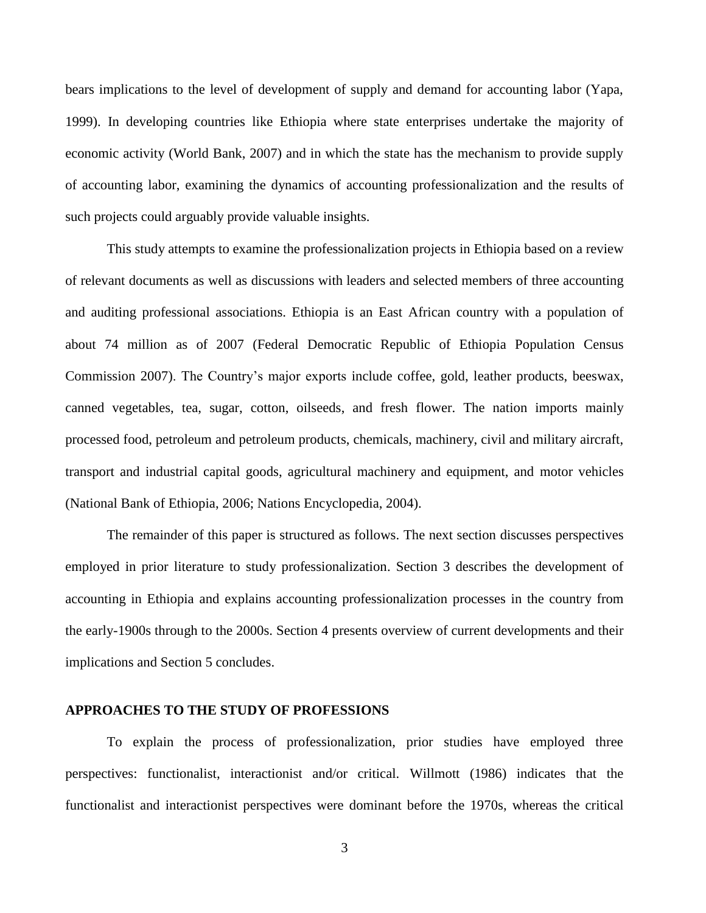bears implications to the level of development of supply and demand for accounting labor (Yapa, 1999). In developing countries like Ethiopia where state enterprises undertake the majority of economic activity (World Bank, 2007) and in which the state has the mechanism to provide supply of accounting labor, examining the dynamics of accounting professionalization and the results of such projects could arguably provide valuable insights.

This study attempts to examine the professionalization projects in Ethiopia based on a review of relevant documents as well as discussions with leaders and selected members of three accounting and auditing professional associations. Ethiopia is an East African country with a population of about 74 million as of 2007 (Federal Democratic Republic of Ethiopia Population Census Commission 2007). The Country's major exports include coffee, gold, leather products, beeswax, canned vegetables, tea, sugar, cotton, oilseeds, and fresh flower. The nation imports mainly processed food, petroleum and petroleum products, chemicals, machinery, civil and military aircraft, transport and industrial capital goods, agricultural machinery and equipment, and motor vehicles (National Bank of Ethiopia, 2006; Nations Encyclopedia, 2004).

The remainder of this paper is structured as follows. The next section discusses perspectives employed in prior literature to study professionalization. Section 3 describes the development of accounting in Ethiopia and explains accounting professionalization processes in the country from the early-1900s through to the 2000s. Section 4 presents overview of current developments and their implications and Section 5 concludes.

## APPROACHES TO THE STUDY OF PROFESSIONS

To explain the process of professionalization, prior studies have employed three perspectives: functionalist, interactionist and/or critical. Willmott (1986) indicates that the functionalist and interactionist perspectives were dominant before the 1970s, whereas the critical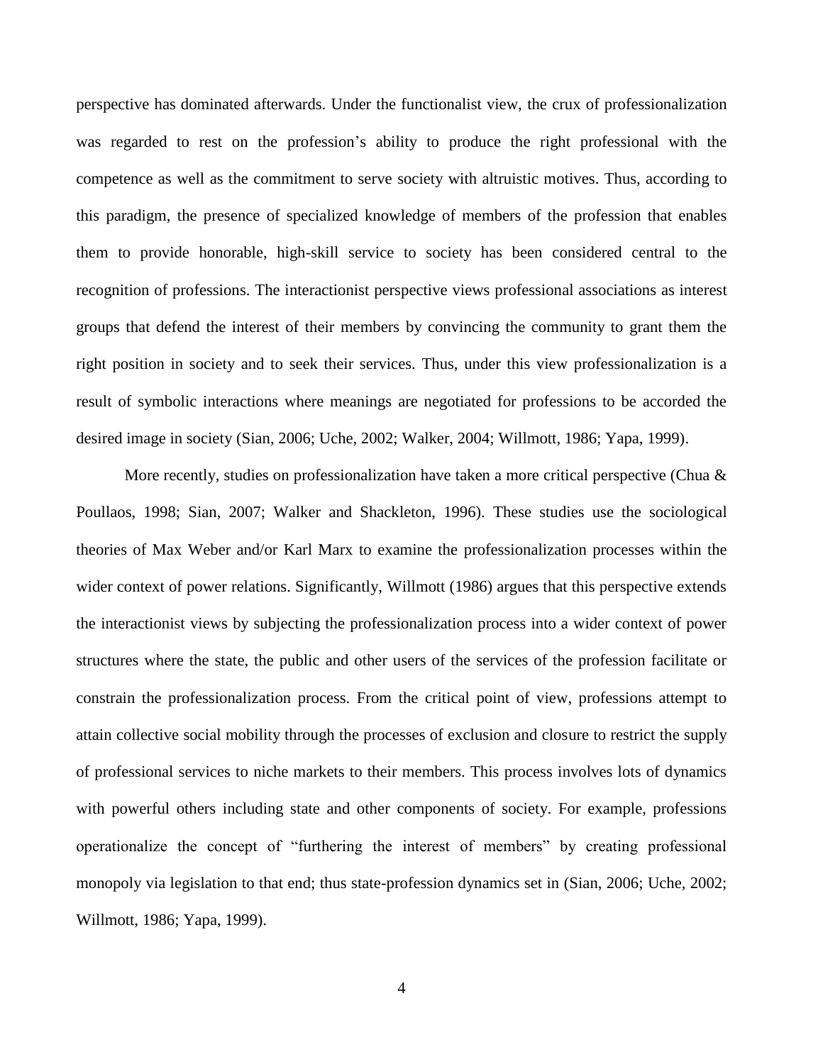perspective has dominated afterwards. Under the functionalist view, the crux of professionalization was regarded to rest on the profession's ability to produce the right professional with the competence as well as the commitment to serve society with altruistic motives. Thus, according to this paradigm, the presence of specialized knowledge of members of the profession that enables them to provide honorable, high-skill service to society has been considered central to the recognition of professions. The interactionist perspective views professional associations as interest groups that defend the interest of their members by convincing the community to grant them the right position in society and to seek their services. Thus, under this view professionalization is a result of symbolic interactions where meanings are negotiated for professions to be accorded the desired image in society (Sian, 2006; Uche, 2002; Walker, 2004; Willmott, 1986; Yapa, 1999).

More recently, studies on professionalization have taken a more critical perspective (Chua & Poullaos, 1998; Sian, 2007; Walker and Shackleton, 1996). These studies use the sociological theories of Max Weber and/or Karl Marx to examine the professionalization processes within the wider context of power relations. Significantly, Willmott (1986) argues that this perspective extends the interactionist views by subjecting the professionalization process into a wider context of power structures where the state, the public and other users of the services of the profession facilitate or constrain the professionalization process. From the critical point of view, professions attempt to attain collective social mobility through the processes of exclusion and closure to restrict the supply of professional services to niche markets to their members. This process involves lots of dynamics with powerful others including state and other components of society. For example, professions operationalize the concept of "furthering the interest of members" by creating professional monopoly via legislation to that end; thus state-profession dynamics set in (Sian, 2006; Uche, 2002; Willmott, 1986; Yapa, 1999).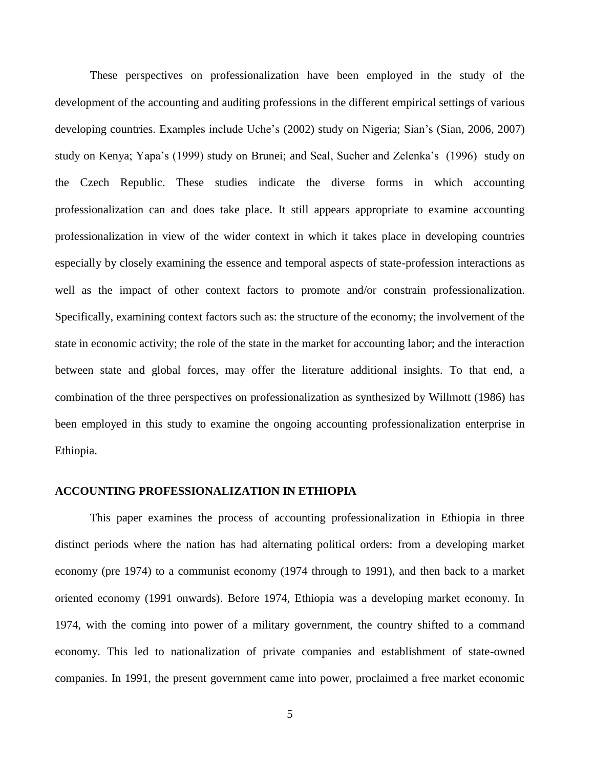These perspectives on professionalization have been employed in the study of the development of the accounting and auditing professions in the different empirical settings of various developing countries. Examples include Uche's (2002) study on Nigeria; Sian's (Sian, 2006, 2007) study on Kenya; Yapa's (1999) study on Brunei; and Seal, Sucher and Zelenka's (1996) study on the Czech Republic. These studies indicate the diverse forms in which accounting professionalization can and does take place. It still appears appropriate to examine accounting professionalization in view of the wider context in which it takes place in developing countries especially by closely examining the essence and temporal aspects of state-profession interactions as well as the impact of other context factors to promote and/or constrain professionalization. Specifically, examining context factors such as: the structure of the economy; the involvement of the state in economic activity; the role of the state in the market for accounting labor; and the interaction between state and global forces, may offer the literature additional insights. To that end, a combination of the three perspectives on professionalization as synthesized by Willmott (1986) has been employed in this study to examine the ongoing accounting professionalization enterprise in Ethiopia.

## ACCOUNTING PROFESSIONALIZATION IN ETHIOPIA

This paper examines the process of accounting professionalization in Ethiopia in three distinct periods where the nation has had alternating political orders: from a developing market economy (pre 1974) to a communist economy (1974 through to 1991), and then back to a market oriented economy (1991 onwards). Before 1974, Ethiopia was a developing market economy. In 1974, with the coming into power of a military government, the country shifted to a command economy. This led to nationalization of private companies and establishment of state-owned companies. In 1991, the present government came into power, proclaimed a free market economic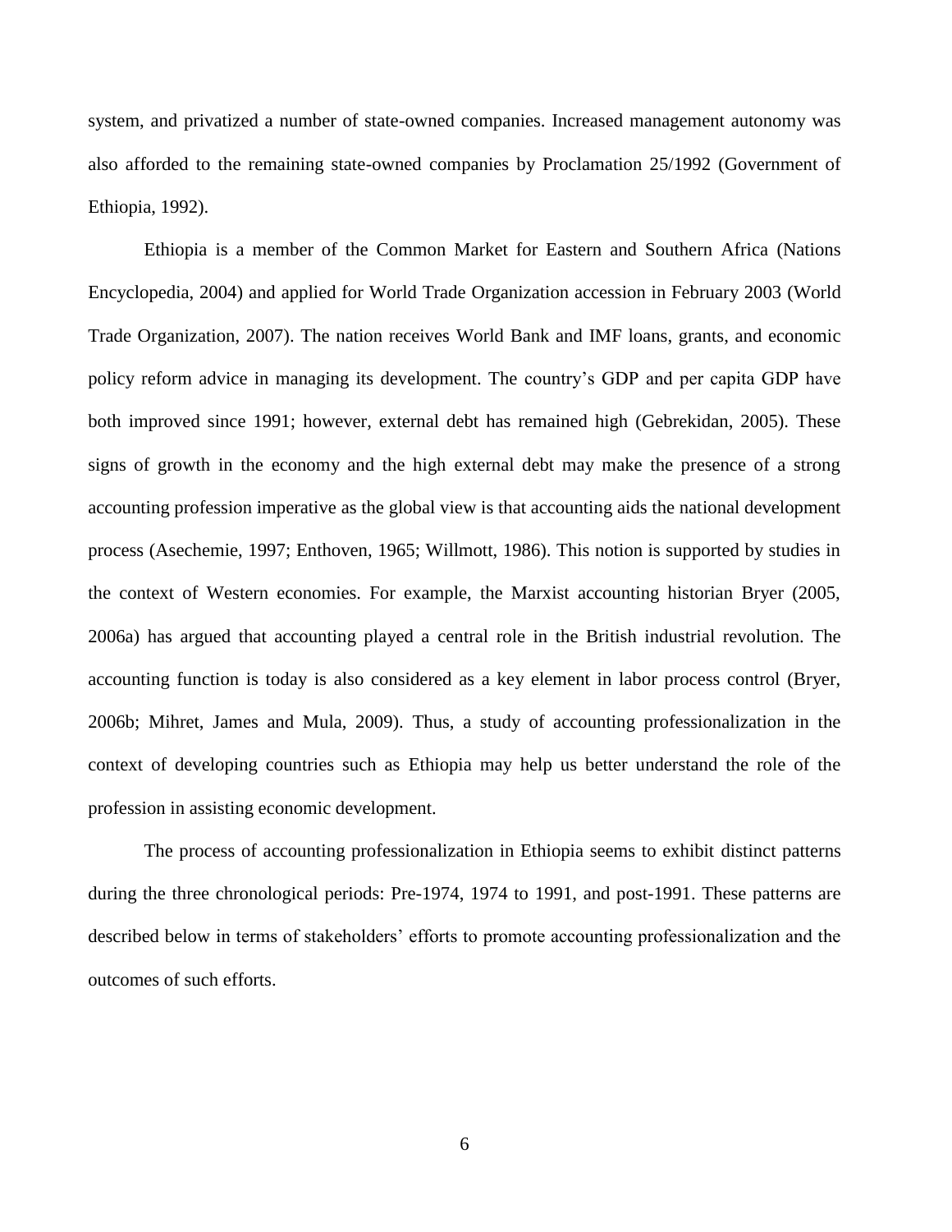system, and privatized a number of state-owned companies. Increased management autonomy was also afforded to the remaining state-owned companies by Proclamation 25/1992 (Government of Ethiopia, 1992).

Ethiopia is a member of the Common Market for Eastern and Southern Africa (Nations Encyclopedia, 2004) and applied for World Trade Organization accession in February 2003 (World Trade Organization, 2007). The nation receives World Bank and IMF loans, grants, and economic policy reform advice in managing its development. The country's GDP and per capita GDP have both improved since 1991; however, external debt has remained high (Gebrekidan, 2005). These signs of growth in the economy and the high external debt may make the presence of a strong accounting profession imperative as the global view is that accounting aids the national development process (Asechemie, 1997; Enthoven, 1965; Willmott, 1986). This notion is supported by studies in the context of Western economies. For example, the Marxist accounting historian Bryer (2005, 2006a) has argued that accounting played a central role in the British industrial revolution. The accounting function is today is also considered as a key element in labor process control (Bryer, 2006b; Mihret, James and Mula, 2009). Thus, a study of accounting professionalization in the context of developing countries such as Ethiopia may help us better understand the role of the profession in assisting economic development.

The process of accounting professionalization in Ethiopia seems to exhibit distinct patterns during the three chronological periods: Pre-1974, 1974 to 1991, and post-1991. These patterns are described below in terms of stakeholders' efforts to promote accounting professionalization and the outcomes of such efforts.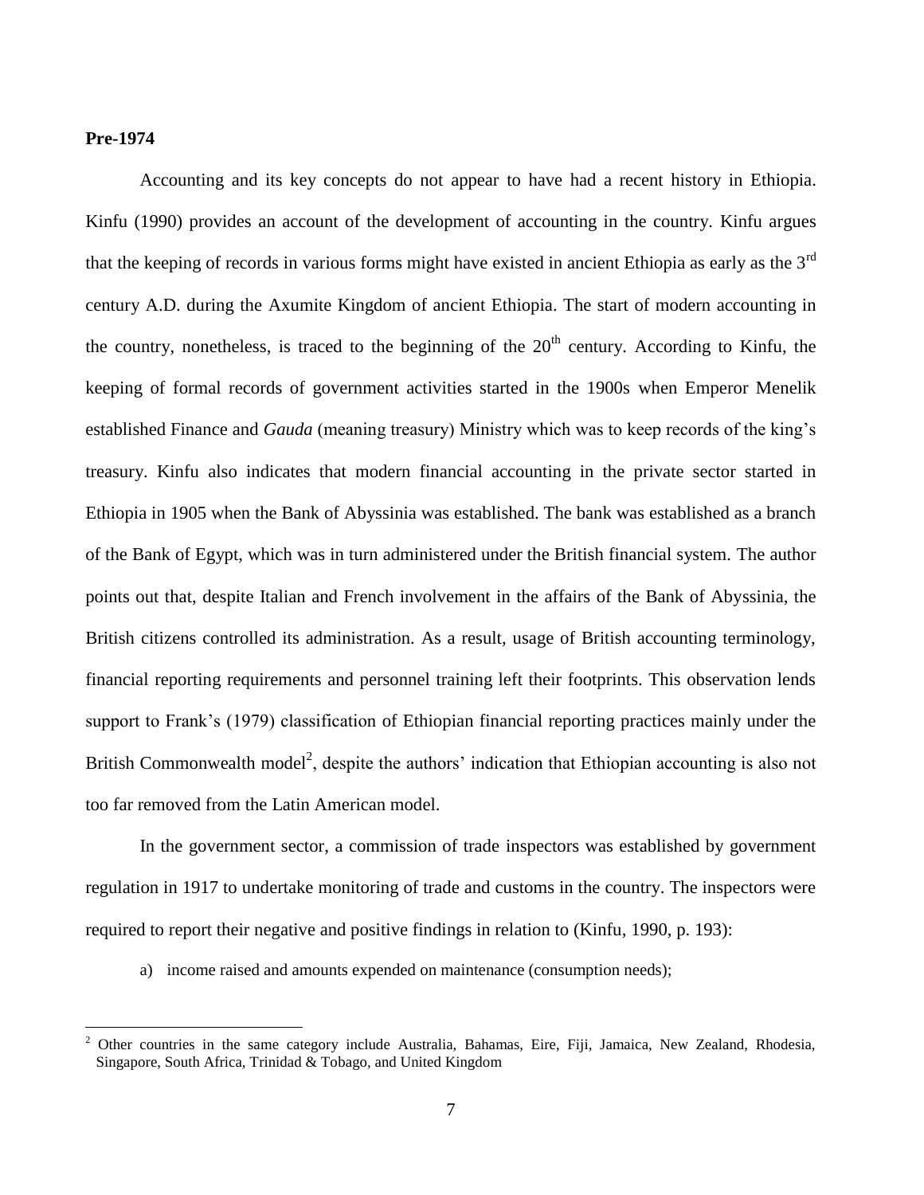**Pre-1974**

Accounting and its key concepts do not appear to have had a recent history in Ethiopia. Kinfu (1990) provides an account of the development of accounting in the country. Kinfu argues that the keeping of records in various forms might have existed in ancient Ethiopia as early as the 3rd century A.D. during the Axumite Kingdom of ancient Ethiopia. The start of modern accounting in the country, nonetheless, is traced to the beginning of the 20th century. According to Kinfu, the keeping of formal records of government activities started in the 1900s when Emperor Menelik established Finance and *Gauda* (meaning treasury) Ministry which was to keep records of the king's treasury. Kinfu also indicates that modern financial accounting in the private sector started in Ethiopia in 1905 when the Bank of Abyssinia was established. The bank was established as a branch of the Bank of Egypt, which was in turn administered under the British financial system. The author points out that, despite Italian and French involvement in the affairs of the Bank of Abyssinia, the British citizens controlled its administration. As a result, usage of British accounting terminology, financial reporting requirements and personnel training left their footprints. This observation lends support to Frank's (1979) classification of Ethiopian financial reporting practices mainly under the British Commonwealth model[2], despite the authors' indication that Ethiopian accounting is also not too far removed from the Latin American model.

In the government sector, a commission of trade inspectors was established by government regulation in 1917 to undertake monitoring of trade and customs in the country. The inspectors were required to report their negative and positive findings in relation to (Kinfu, 1990, p. 193):

a) income raised and amounts expended on maintenance (consumption needs);

[2] Other countries in the same category include Australia, Bahamas, Eire, Fiji, Jamaica, New Zealand, Rhodesia, Singapore, South Africa, Trinidad & Tobago, and United Kingdom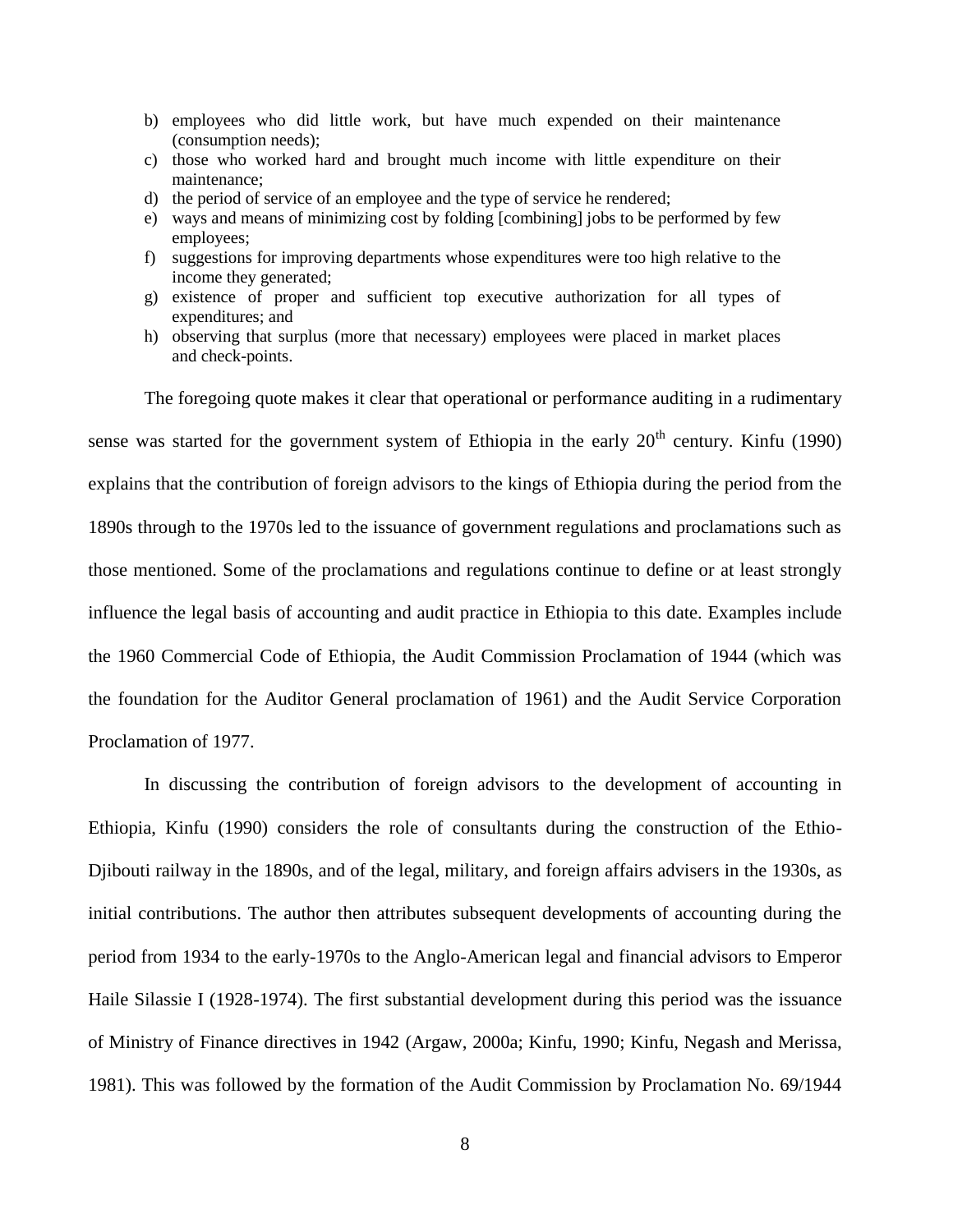b) employees who did little work, but have much expended on their maintenance (consumption needs);
c) those who worked hard and brought much income with little expenditure on their maintenance;
d) the period of service of an employee and the type of service he rendered;
e) ways and means of minimizing cost by folding [combining] jobs to be performed by few employees;
f) suggestions for improving departments whose expenditures were too high relative to the income they generated;
g) existence of proper and sufficient top executive authorization for all types of expenditures; and
h) observing that surplus (more that necessary) employees were placed in market places and check-points.

The foregoing quote makes it clear that operational or performance auditing in a rudimentary sense was started for the government system of Ethiopia in the early 20th century. Kinfu (1990) explains that the contribution of foreign advisors to the kings of Ethiopia during the period from the 1890s through to the 1970s led to the issuance of government regulations and proclamations such as those mentioned. Some of the proclamations and regulations continue to define or at least strongly influence the legal basis of accounting and audit practice in Ethiopia to this date. Examples include the 1960 Commercial Code of Ethiopia, the Audit Commission Proclamation of 1944 (which was the foundation for the Auditor General proclamation of 1961) and the Audit Service Corporation Proclamation of 1977.

In discussing the contribution of foreign advisors to the development of accounting in Ethiopia, Kinfu (1990) considers the role of consultants during the construction of the Ethio-Djibouti railway in the 1890s, and of the legal, military, and foreign affairs advisers in the 1930s, as initial contributions. The author then attributes subsequent developments of accounting during the period from 1934 to the early-1970s to the Anglo-American legal and financial advisors to Emperor Haile Silassie I (1928-1974). The first substantial development during this period was the issuance of Ministry of Finance directives in 1942 (Argaw, 2000a; Kinfu, 1990; Kinfu, Negash and Merissa, 1981). This was followed by the formation of the Audit Commission by Proclamation No. 69/1944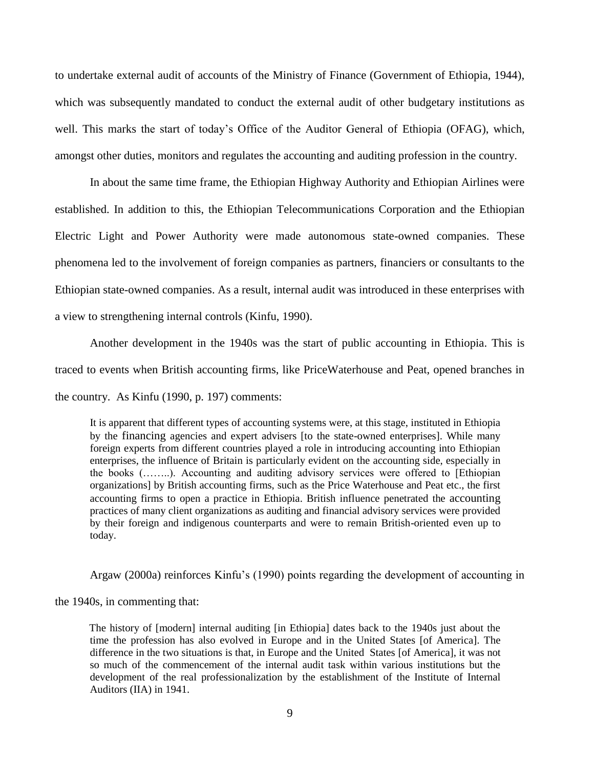to undertake external audit of accounts of the Ministry of Finance (Government of Ethiopia, 1944), which was subsequently mandated to conduct the external audit of other budgetary institutions as well. This marks the start of today's Office of the Auditor General of Ethiopia (OFAG), which, amongst other duties, monitors and regulates the accounting and auditing profession in the country.

In about the same time frame, the Ethiopian Highway Authority and Ethiopian Airlines were established. In addition to this, the Ethiopian Telecommunications Corporation and the Ethiopian Electric Light and Power Authority were made autonomous state-owned companies. These phenomena led to the involvement of foreign companies as partners, financiers or consultants to the Ethiopian state-owned companies. As a result, internal audit was introduced in these enterprises with a view to strengthening internal controls (Kinfu, 1990).

Another development in the 1940s was the start of public accounting in Ethiopia. This is traced to events when British accounting firms, like PriceWaterhouse and Peat, opened branches in the country. As Kinfu (1990, p. 197) comments:

> It is apparent that different types of accounting systems were, at this stage, instituted in Ethiopia by the financing agencies and expert advisers [to the state-owned enterprises]. While many foreign experts from different countries played a role in introducing accounting into Ethiopian enterprises, the influence of Britain is particularly evident on the accounting side, especially in the books (……..). Accounting and auditing advisory services were offered to [Ethiopian organizations] by British accounting firms, such as the Price Waterhouse and Peat etc., the first accounting firms to open a practice in Ethiopia. British influence penetrated the accounting practices of many client organizations as auditing and financial advisory services were provided by their foreign and indigenous counterparts and were to remain British-oriented even up to today.

Argaw (2000a) reinforces Kinfu's (1990) points regarding the development of accounting in the 1940s, in commenting that:

> The history of [modern] internal auditing [in Ethiopia] dates back to the 1940s just about the time the profession has also evolved in Europe and in the United States [of America]. The difference in the two situations is that, in Europe and the United States [of America], it was not so much of the commencement of the internal audit task within various institutions but the development of the real professionalization by the establishment of the Institute of Internal Auditors (IIA) in 1941.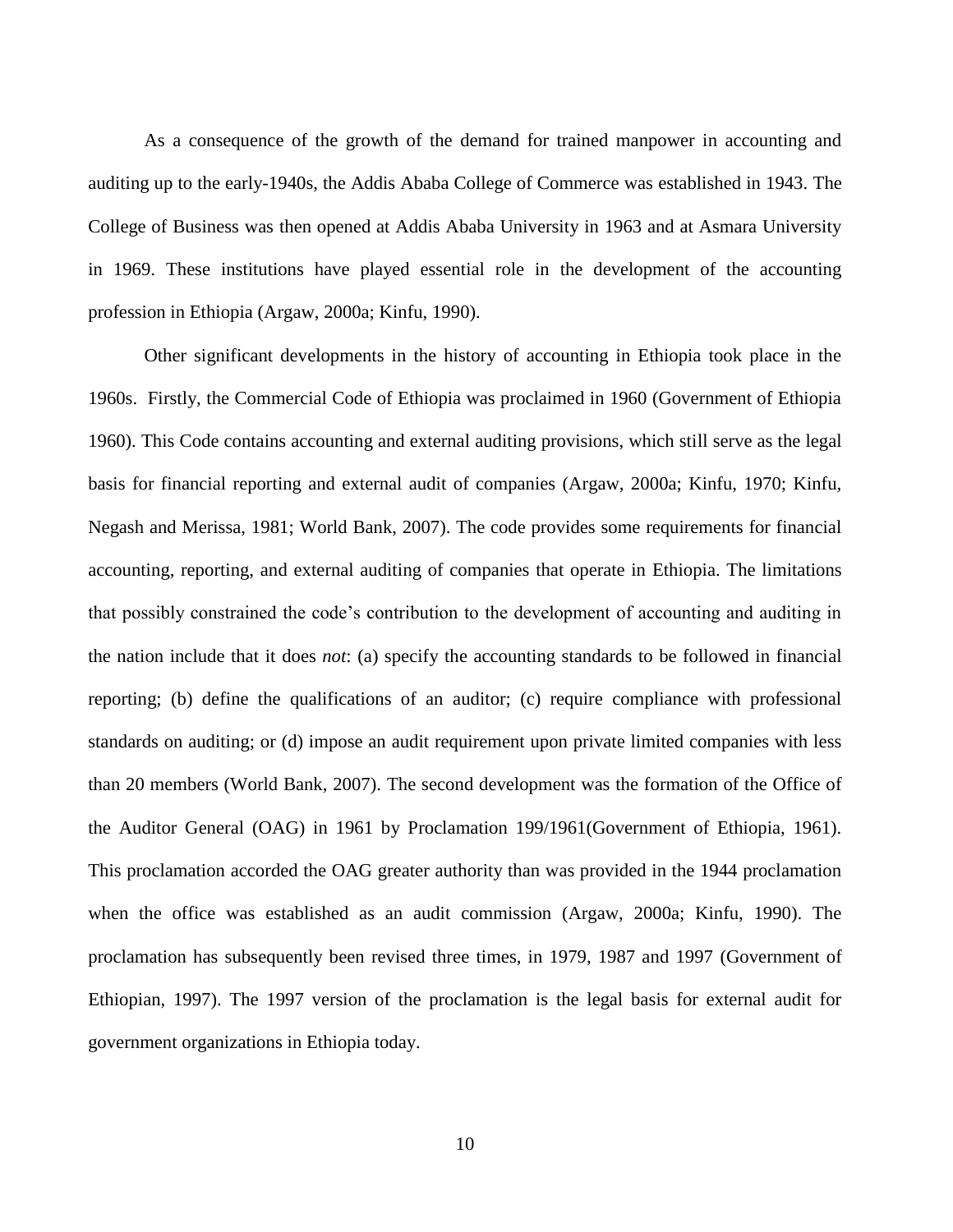As a consequence of the growth of the demand for trained manpower in accounting and auditing up to the early-1940s, the Addis Ababa College of Commerce was established in 1943. The College of Business was then opened at Addis Ababa University in 1963 and at Asmara University in 1969. These institutions have played essential role in the development of the accounting profession in Ethiopia (Argaw, 2000a; Kinfu, 1990).

Other significant developments in the history of accounting in Ethiopia took place in the 1960s. Firstly, the Commercial Code of Ethiopia was proclaimed in 1960 (Government of Ethiopia 1960). This Code contains accounting and external auditing provisions, which still serve as the legal basis for financial reporting and external audit of companies (Argaw, 2000a; Kinfu, 1970; Kinfu, Negash and Merissa, 1981; World Bank, 2007). The code provides some requirements for financial accounting, reporting, and external auditing of companies that operate in Ethiopia. The limitations that possibly constrained the code's contribution to the development of accounting and auditing in the nation include that it does *not*: (a) specify the accounting standards to be followed in financial reporting; (b) define the qualifications of an auditor; (c) require compliance with professional standards on auditing; or (d) impose an audit requirement upon private limited companies with less than 20 members (World Bank, 2007). The second development was the formation of the Office of the Auditor General (OAG) in 1961 by Proclamation 199/1961(Government of Ethiopia, 1961). This proclamation accorded the OAG greater authority than was provided in the 1944 proclamation when the office was established as an audit commission (Argaw, 2000a; Kinfu, 1990). The proclamation has subsequently been revised three times, in 1979, 1987 and 1997 (Government of Ethiopian, 1997). The 1997 version of the proclamation is the legal basis for external audit for government organizations in Ethiopia today.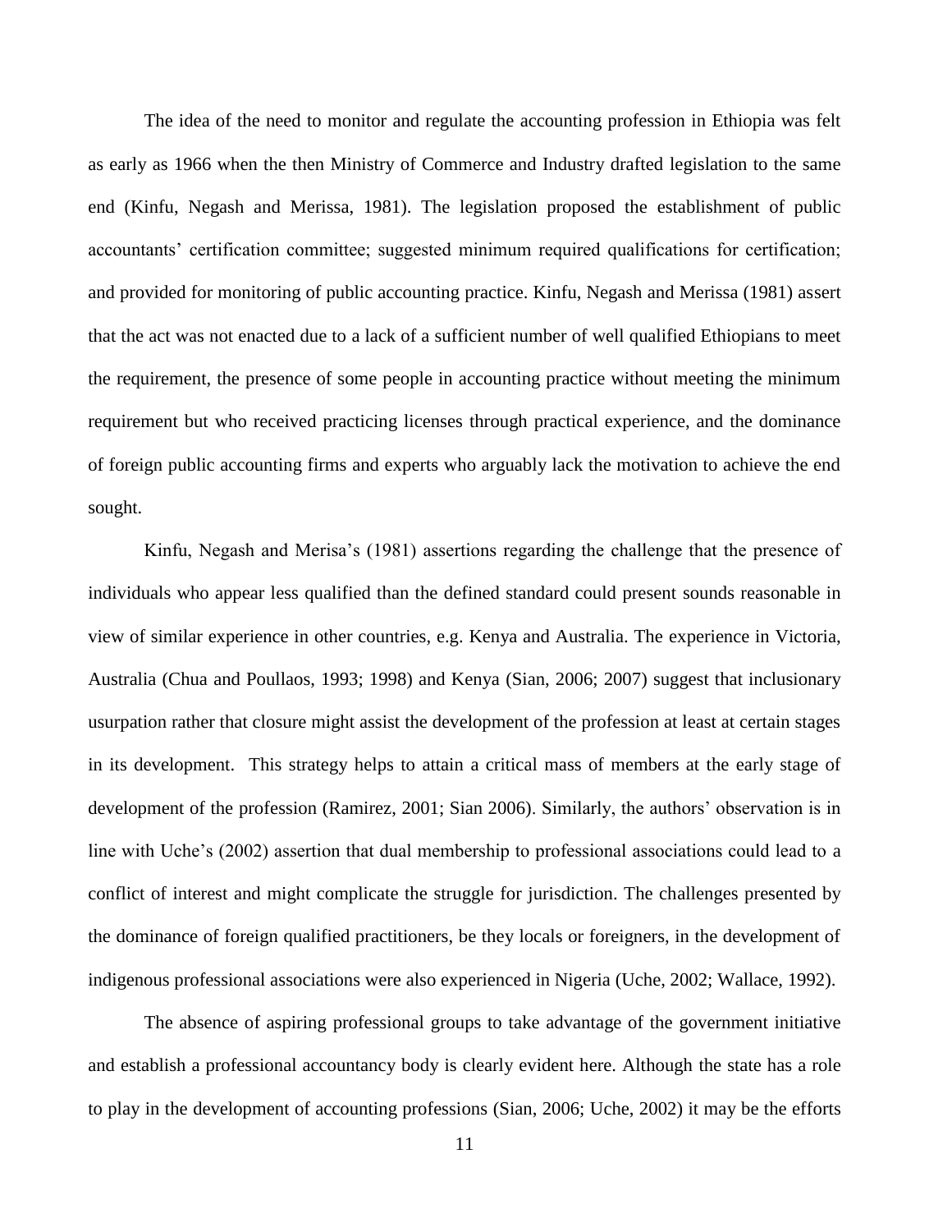The idea of the need to monitor and regulate the accounting profession in Ethiopia was felt as early as 1966 when the then Ministry of Commerce and Industry drafted legislation to the same end (Kinfu, Negash and Merissa, 1981). The legislation proposed the establishment of public accountants' certification committee; suggested minimum required qualifications for certification; and provided for monitoring of public accounting practice. Kinfu, Negash and Merissa (1981) assert that the act was not enacted due to a lack of a sufficient number of well qualified Ethiopians to meet the requirement, the presence of some people in accounting practice without meeting the minimum requirement but who received practicing licenses through practical experience, and the dominance of foreign public accounting firms and experts who arguably lack the motivation to achieve the end sought.

Kinfu, Negash and Merisa's (1981) assertions regarding the challenge that the presence of individuals who appear less qualified than the defined standard could present sounds reasonable in view of similar experience in other countries, e.g. Kenya and Australia. The experience in Victoria, Australia (Chua and Poullaos, 1993; 1998) and Kenya (Sian, 2006; 2007) suggest that inclusionary usurpation rather that closure might assist the development of the profession at least at certain stages in its development. This strategy helps to attain a critical mass of members at the early stage of development of the profession (Ramirez, 2001; Sian 2006). Similarly, the authors' observation is in line with Uche's (2002) assertion that dual membership to professional associations could lead to a conflict of interest and might complicate the struggle for jurisdiction. The challenges presented by the dominance of foreign qualified practitioners, be they locals or foreigners, in the development of indigenous professional associations were also experienced in Nigeria (Uche, 2002; Wallace, 1992).

The absence of aspiring professional groups to take advantage of the government initiative and establish a professional accountancy body is clearly evident here. Although the state has a role to play in the development of accounting professions (Sian, 2006; Uche, 2002) it may be the efforts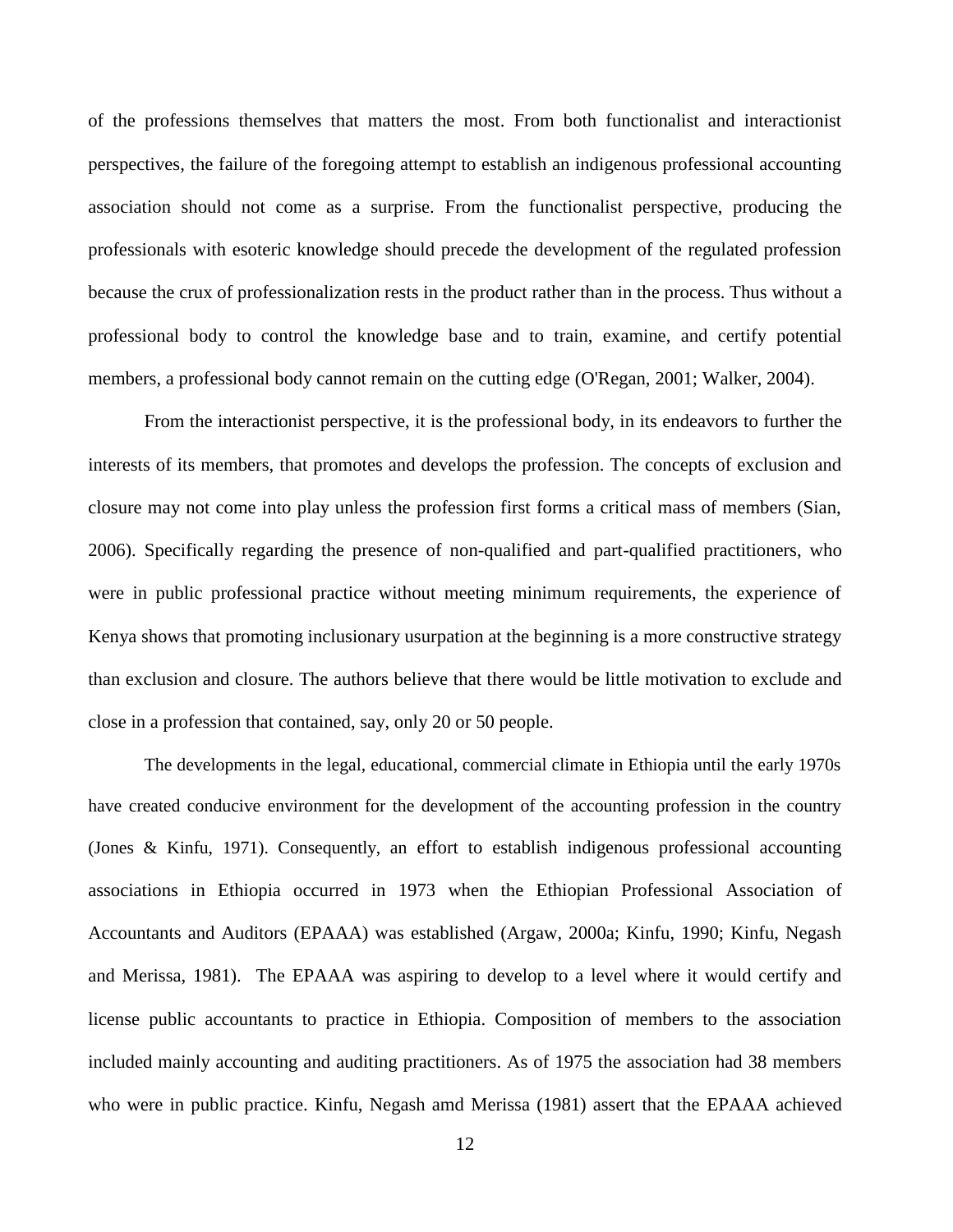of the professions themselves that matters the most. From both functionalist and interactionist perspectives, the failure of the foregoing attempt to establish an indigenous professional accounting association should not come as a surprise. From the functionalist perspective, producing the professionals with esoteric knowledge should precede the development of the regulated profession because the crux of professionalization rests in the product rather than in the process. Thus without a professional body to control the knowledge base and to train, examine, and certify potential members, a professional body cannot remain on the cutting edge (O'Regan, 2001; Walker, 2004).

From the interactionist perspective, it is the professional body, in its endeavors to further the interests of its members, that promotes and develops the profession. The concepts of exclusion and closure may not come into play unless the profession first forms a critical mass of members (Sian, 2006). Specifically regarding the presence of non-qualified and part-qualified practitioners, who were in public professional practice without meeting minimum requirements, the experience of Kenya shows that promoting inclusionary usurpation at the beginning is a more constructive strategy than exclusion and closure. The authors believe that there would be little motivation to exclude and close in a profession that contained, say, only 20 or 50 people.

The developments in the legal, educational, commercial climate in Ethiopia until the early 1970s have created conducive environment for the development of the accounting profession in the country (Jones & Kinfu, 1971). Consequently, an effort to establish indigenous professional accounting associations in Ethiopia occurred in 1973 when the Ethiopian Professional Association of Accountants and Auditors (EPAAA) was established (Argaw, 2000a; Kinfu, 1990; Kinfu, Negash and Merissa, 1981). The EPAAA was aspiring to develop to a level where it would certify and license public accountants to practice in Ethiopia. Composition of members to the association included mainly accounting and auditing practitioners. As of 1975 the association had 38 members who were in public practice. Kinfu, Negash amd Merissa (1981) assert that the EPAAA achieved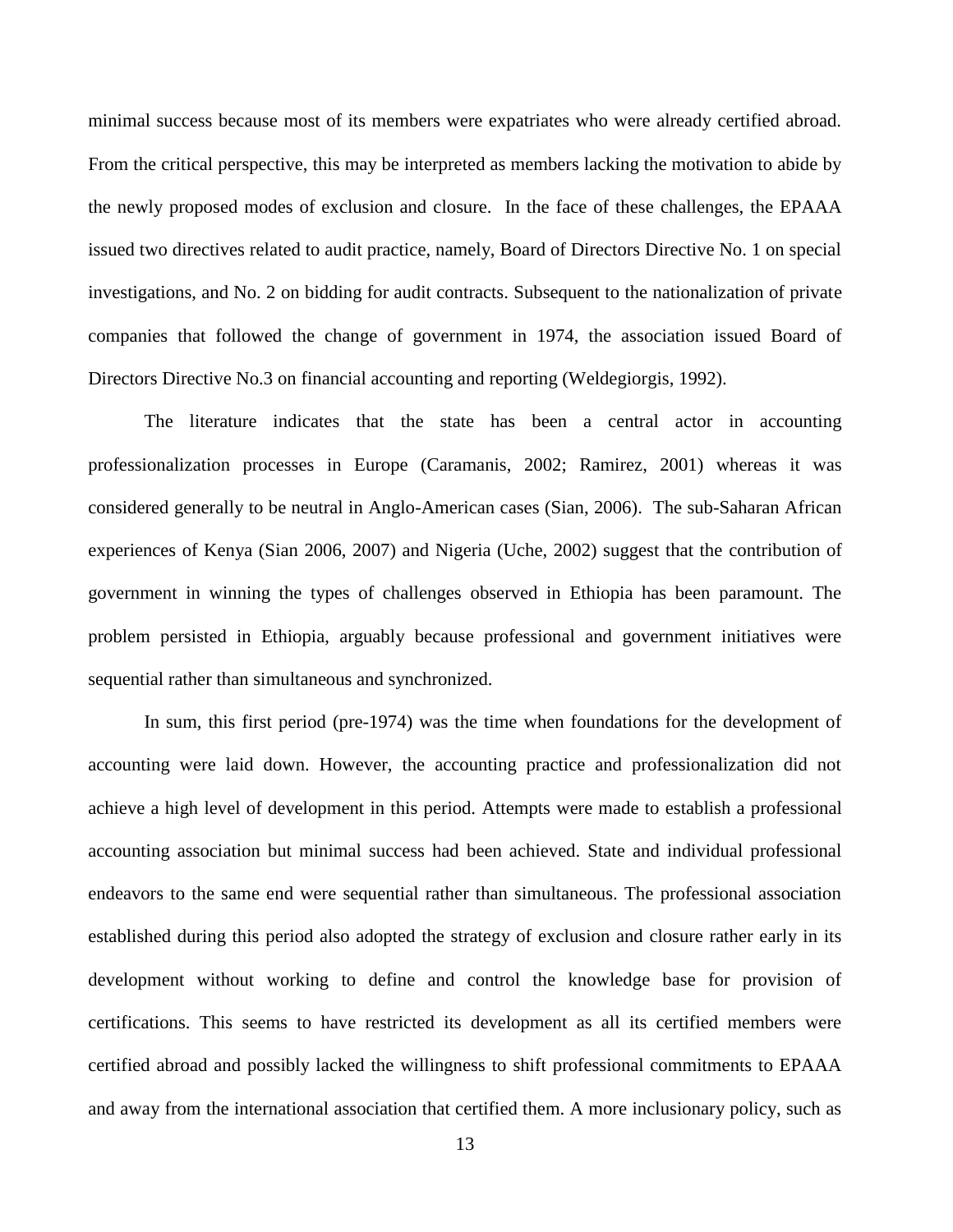minimal success because most of its members were expatriates who were already certified abroad. From the critical perspective, this may be interpreted as members lacking the motivation to abide by the newly proposed modes of exclusion and closure. In the face of these challenges, the EPAAA issued two directives related to audit practice, namely, Board of Directors Directive No. 1 on special investigations, and No. 2 on bidding for audit contracts. Subsequent to the nationalization of private companies that followed the change of government in 1974, the association issued Board of Directors Directive No.3 on financial accounting and reporting (Weldegiorgis, 1992).

The literature indicates that the state has been a central actor in accounting professionalization processes in Europe (Caramanis, 2002; Ramirez, 2001) whereas it was considered generally to be neutral in Anglo-American cases (Sian, 2006). The sub-Saharan African experiences of Kenya (Sian 2006, 2007) and Nigeria (Uche, 2002) suggest that the contribution of government in winning the types of challenges observed in Ethiopia has been paramount. The problem persisted in Ethiopia, arguably because professional and government initiatives were sequential rather than simultaneous and synchronized.

In sum, this first period (pre-1974) was the time when foundations for the development of accounting were laid down. However, the accounting practice and professionalization did not achieve a high level of development in this period. Attempts were made to establish a professional accounting association but minimal success had been achieved. State and individual professional endeavors to the same end were sequential rather than simultaneous. The professional association established during this period also adopted the strategy of exclusion and closure rather early in its development without working to define and control the knowledge base for provision of certifications. This seems to have restricted its development as all its certified members were certified abroad and possibly lacked the willingness to shift professional commitments to EPAAA and away from the international association that certified them. A more inclusionary policy, such as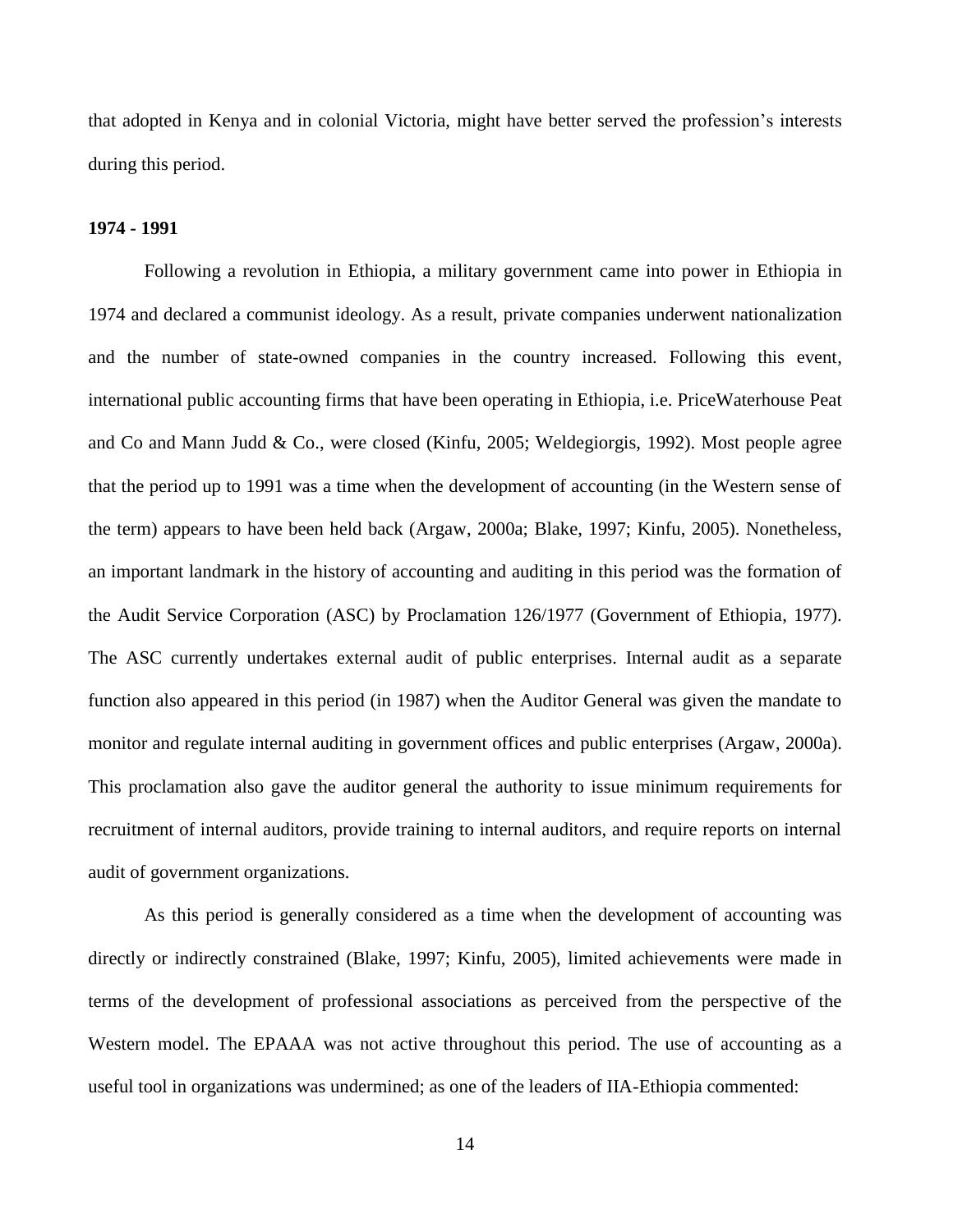that adopted in Kenya and in colonial Victoria, might have better served the profession's interests during this period.

**1974 - 1991**

Following a revolution in Ethiopia, a military government came into power in Ethiopia in 1974 and declared a communist ideology. As a result, private companies underwent nationalization and the number of state-owned companies in the country increased. Following this event, international public accounting firms that have been operating in Ethiopia, i.e. PriceWaterhouse Peat and Co and Mann Judd & Co., were closed (Kinfu, 2005; Weldegiorgis, 1992). Most people agree that the period up to 1991 was a time when the development of accounting (in the Western sense of the term) appears to have been held back (Argaw, 2000a; Blake, 1997; Kinfu, 2005). Nonetheless, an important landmark in the history of accounting and auditing in this period was the formation of the Audit Service Corporation (ASC) by Proclamation 126/1977 (Government of Ethiopia, 1977). The ASC currently undertakes external audit of public enterprises. Internal audit as a separate function also appeared in this period (in 1987) when the Auditor General was given the mandate to monitor and regulate internal auditing in government offices and public enterprises (Argaw, 2000a). This proclamation also gave the auditor general the authority to issue minimum requirements for recruitment of internal auditors, provide training to internal auditors, and require reports on internal audit of government organizations.

As this period is generally considered as a time when the development of accounting was directly or indirectly constrained (Blake, 1997; Kinfu, 2005), limited achievements were made in terms of the development of professional associations as perceived from the perspective of the Western model. The EPAAA was not active throughout this period. The use of accounting as a useful tool in organizations was undermined; as one of the leaders of IIA-Ethiopia commented: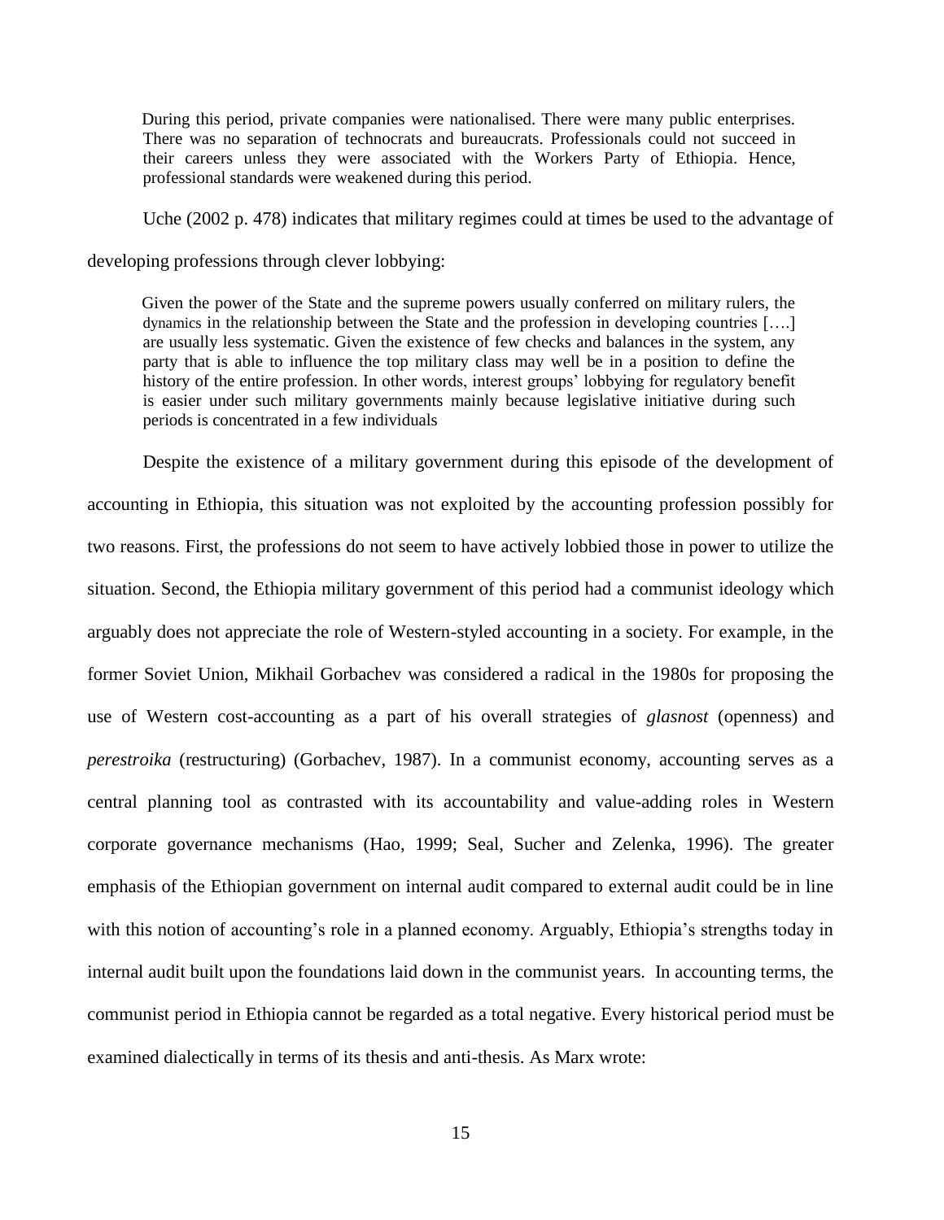> During this period, private companies were nationalised. There were many public enterprises. There was no separation of technocrats and bureaucrats. Professionals could not succeed in their careers unless they were associated with the Workers Party of Ethiopia. Hence, professional standards were weakened during this period.

Uche (2002 p. 478) indicates that military regimes could at times be used to the advantage of developing professions through clever lobbying:

> Given the power of the State and the supreme powers usually conferred on military rulers, the dynamics in the relationship between the State and the profession in developing countries [….] are usually less systematic. Given the existence of few checks and balances in the system, any party that is able to influence the top military class may well be in a position to define the history of the entire profession. In other words, interest groups' lobbying for regulatory benefit is easier under such military governments mainly because legislative initiative during such periods is concentrated in a few individuals

Despite the existence of a military government during this episode of the development of accounting in Ethiopia, this situation was not exploited by the accounting profession possibly for two reasons. First, the professions do not seem to have actively lobbied those in power to utilize the situation. Second, the Ethiopia military government of this period had a communist ideology which arguably does not appreciate the role of Western-styled accounting in a society. For example, in the former Soviet Union, Mikhail Gorbachev was considered a radical in the 1980s for proposing the use of Western cost-accounting as a part of his overall strategies of *glasnost* (openness) and *perestroika* (restructuring) (Gorbachev, 1987). In a communist economy, accounting serves as a central planning tool as contrasted with its accountability and value-adding roles in Western corporate governance mechanisms (Hao, 1999; Seal, Sucher and Zelenka, 1996). The greater emphasis of the Ethiopian government on internal audit compared to external audit could be in line with this notion of accounting's role in a planned economy. Arguably, Ethiopia's strengths today in internal audit built upon the foundations laid down in the communist years. In accounting terms, the communist period in Ethiopia cannot be regarded as a total negative. Every historical period must be examined dialectically in terms of its thesis and anti-thesis. As Marx wrote: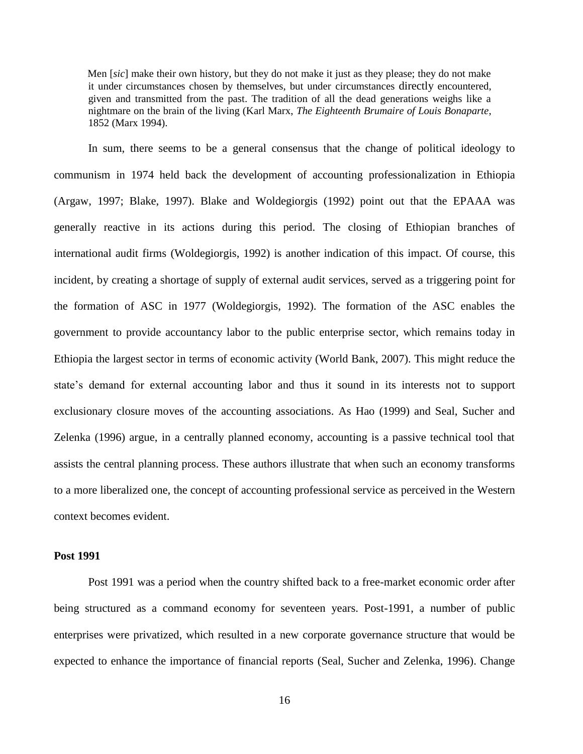> Men [*sic*] make their own history, but they do not make it just as they please; they do not make it under circumstances chosen by themselves, but under circumstances directly encountered, given and transmitted from the past. The tradition of all the dead generations weighs like a nightmare on the brain of the living (Karl Marx, *The Eighteenth Brumaire of Louis Bonaparte*, 1852 (Marx 1994).

In sum, there seems to be a general consensus that the change of political ideology to communism in 1974 held back the development of accounting professionalization in Ethiopia (Argaw, 1997; Blake, 1997). Blake and Woldegiorgis (1992) point out that the EPAAA was generally reactive in its actions during this period. The closing of Ethiopian branches of international audit firms (Woldegiorgis, 1992) is another indication of this impact. Of course, this incident, by creating a shortage of supply of external audit services, served as a triggering point for the formation of ASC in 1977 (Woldegiorgis, 1992). The formation of the ASC enables the government to provide accountancy labor to the public enterprise sector, which remains today in Ethiopia the largest sector in terms of economic activity (World Bank, 2007). This might reduce the state's demand for external accounting labor and thus it sound in its interests not to support exclusionary closure moves of the accounting associations. As Hao (1999) and Seal, Sucher and Zelenka (1996) argue, in a centrally planned economy, accounting is a passive technical tool that assists the central planning process. These authors illustrate that when such an economy transforms to a more liberalized one, the concept of accounting professional service as perceived in the Western context becomes evident.

**Post 1991**

Post 1991 was a period when the country shifted back to a free-market economic order after being structured as a command economy for seventeen years. Post-1991, a number of public enterprises were privatized, which resulted in a new corporate governance structure that would be expected to enhance the importance of financial reports (Seal, Sucher and Zelenka, 1996). Change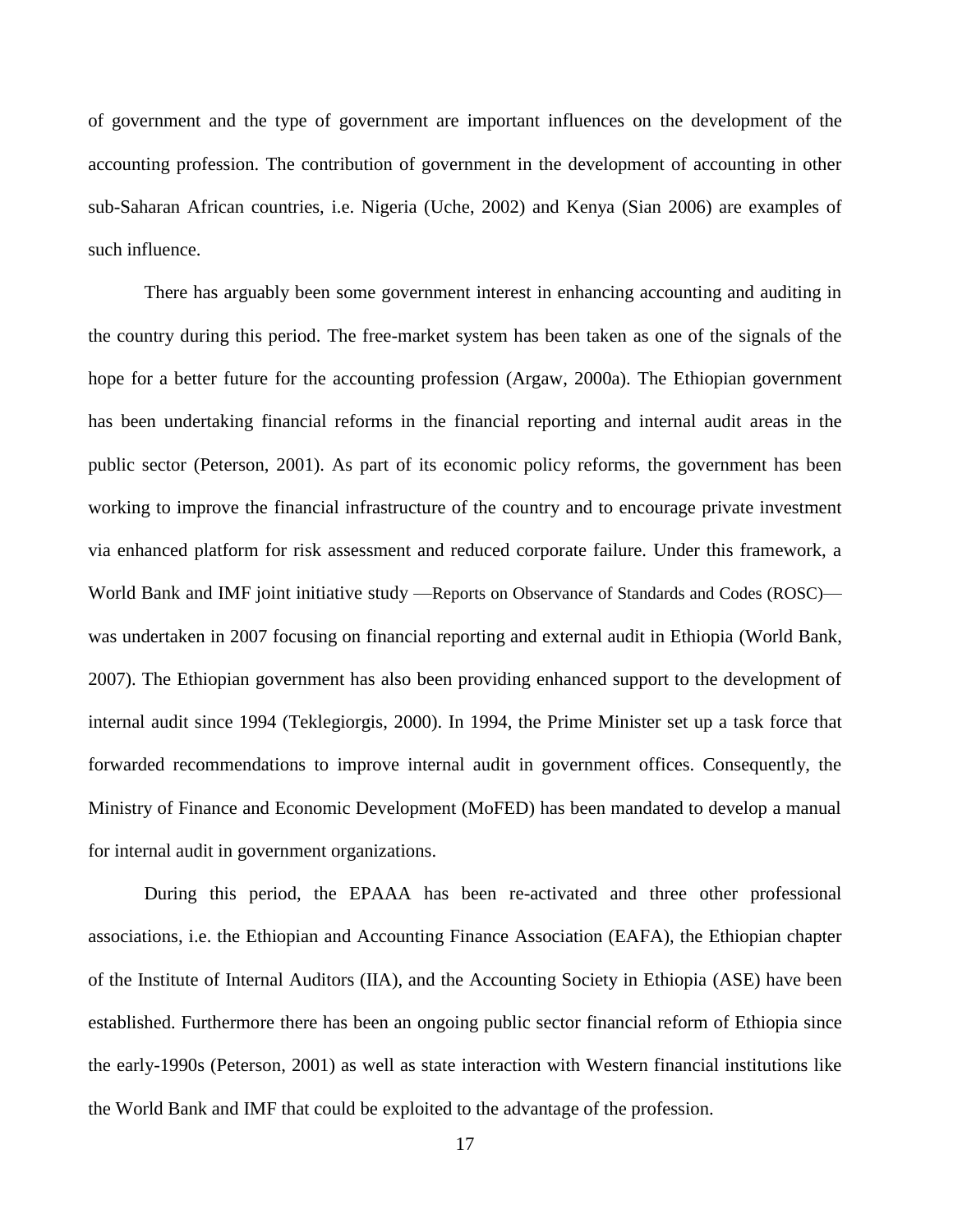of government and the type of government are important influences on the development of the accounting profession. The contribution of government in the development of accounting in other sub-Saharan African countries, i.e. Nigeria (Uche, 2002) and Kenya (Sian 2006) are examples of such influence.

There has arguably been some government interest in enhancing accounting and auditing in the country during this period. The free-market system has been taken as one of the signals of the hope for a better future for the accounting profession (Argaw, 2000a). The Ethiopian government has been undertaking financial reforms in the financial reporting and internal audit areas in the public sector (Peterson, 2001). As part of its economic policy reforms, the government has been working to improve the financial infrastructure of the country and to encourage private investment via enhanced platform for risk assessment and reduced corporate failure. Under this framework, a World Bank and IMF joint initiative study —Reports on Observance of Standards and Codes (ROSC)— was undertaken in 2007 focusing on financial reporting and external audit in Ethiopia (World Bank, 2007). The Ethiopian government has also been providing enhanced support to the development of internal audit since 1994 (Teklegiorgis, 2000). In 1994, the Prime Minister set up a task force that forwarded recommendations to improve internal audit in government offices. Consequently, the Ministry of Finance and Economic Development (MoFED) has been mandated to develop a manual for internal audit in government organizations.

During this period, the EPAAA has been re-activated and three other professional associations, i.e. the Ethiopian and Accounting Finance Association (EAFA), the Ethiopian chapter of the Institute of Internal Auditors (IIA), and the Accounting Society in Ethiopia (ASE) have been established. Furthermore there has been an ongoing public sector financial reform of Ethiopia since the early-1990s (Peterson, 2001) as well as state interaction with Western financial institutions like the World Bank and IMF that could be exploited to the advantage of the profession.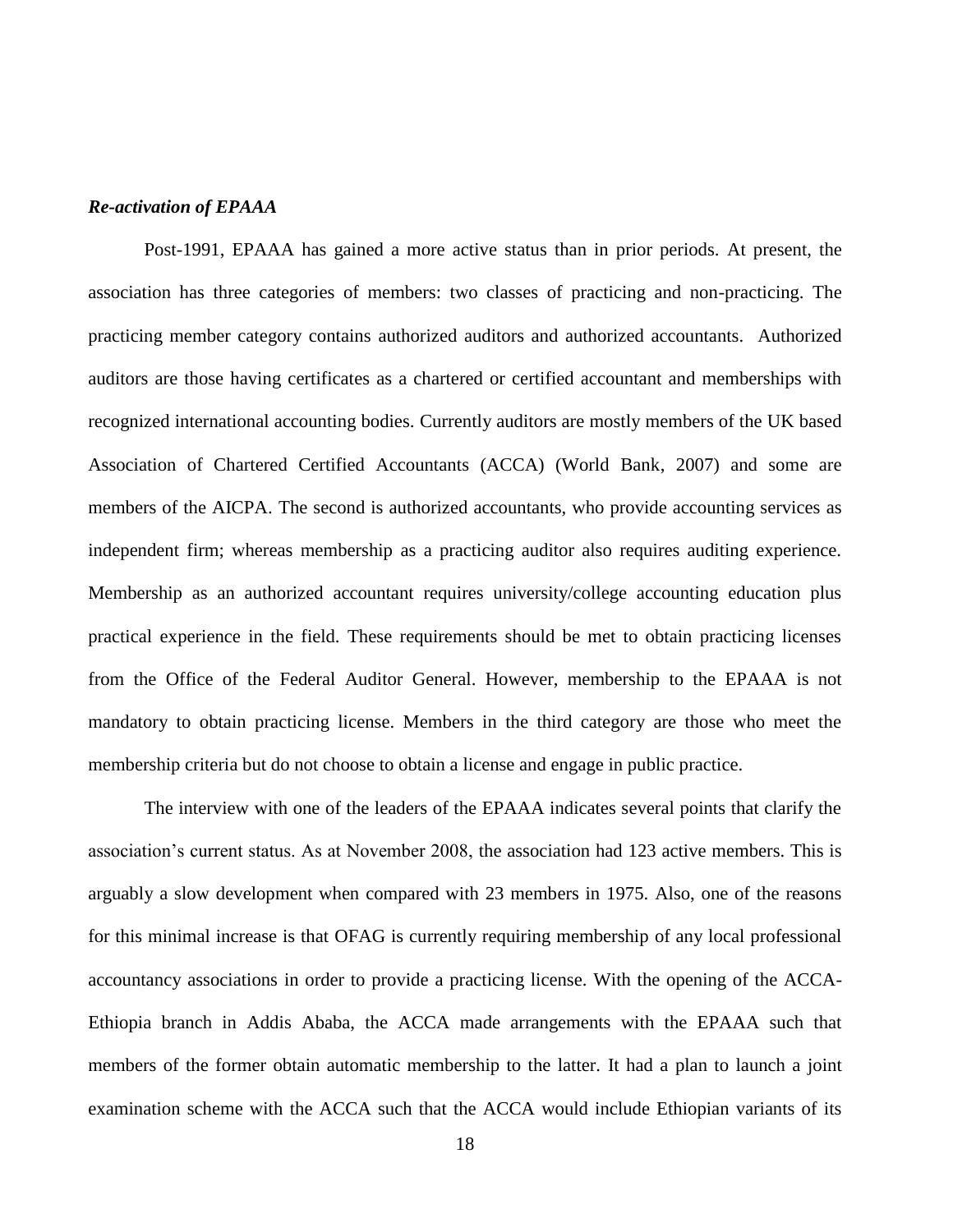***Re-activation of EPAAA***

Post-1991, EPAAA has gained a more active status than in prior periods. At present, the association has three categories of members: two classes of practicing and non-practicing. The practicing member category contains authorized auditors and authorized accountants. Authorized auditors are those having certificates as a chartered or certified accountant and memberships with recognized international accounting bodies. Currently auditors are mostly members of the UK based Association of Chartered Certified Accountants (ACCA) (World Bank, 2007) and some are members of the AICPA. The second is authorized accountants, who provide accounting services as independent firm; whereas membership as a practicing auditor also requires auditing experience. Membership as an authorized accountant requires university/college accounting education plus practical experience in the field. These requirements should be met to obtain practicing licenses from the Office of the Federal Auditor General. However, membership to the EPAAA is not mandatory to obtain practicing license. Members in the third category are those who meet the membership criteria but do not choose to obtain a license and engage in public practice.

The interview with one of the leaders of the EPAAA indicates several points that clarify the association's current status. As at November 2008, the association had 123 active members. This is arguably a slow development when compared with 23 members in 1975. Also, one of the reasons for this minimal increase is that OFAG is currently requiring membership of any local professional accountancy associations in order to provide a practicing license. With the opening of the ACCA-Ethiopia branch in Addis Ababa, the ACCA made arrangements with the EPAAA such that members of the former obtain automatic membership to the latter. It had a plan to launch a joint examination scheme with the ACCA such that the ACCA would include Ethiopian variants of its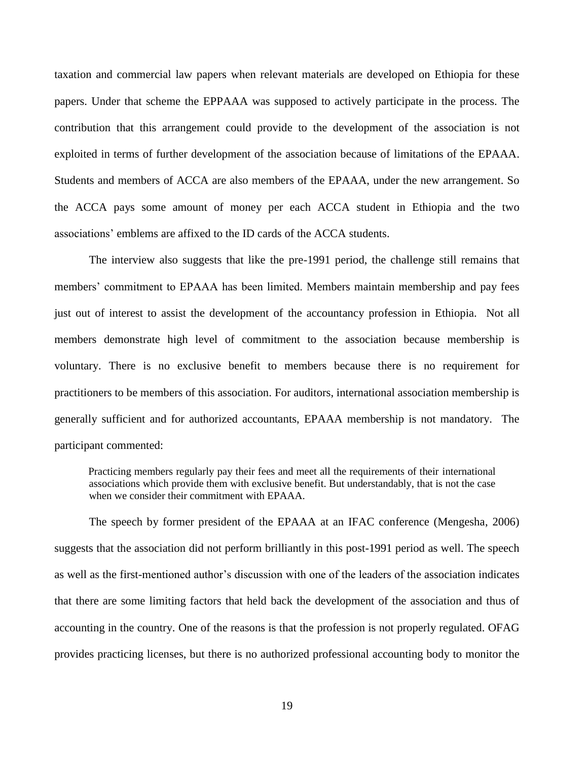taxation and commercial law papers when relevant materials are developed on Ethiopia for these papers. Under that scheme the EPPAAA was supposed to actively participate in the process. The contribution that this arrangement could provide to the development of the association is not exploited in terms of further development of the association because of limitations of the EPAAA. Students and members of ACCA are also members of the EPAAA, under the new arrangement. So the ACCA pays some amount of money per each ACCA student in Ethiopia and the two associations' emblems are affixed to the ID cards of the ACCA students.

The interview also suggests that like the pre-1991 period, the challenge still remains that members' commitment to EPAAA has been limited. Members maintain membership and pay fees just out of interest to assist the development of the accountancy profession in Ethiopia. Not all members demonstrate high level of commitment to the association because membership is voluntary. There is no exclusive benefit to members because there is no requirement for practitioners to be members of this association. For auditors, international association membership is generally sufficient and for authorized accountants, EPAAA membership is not mandatory. The participant commented:

> Practicing members regularly pay their fees and meet all the requirements of their international associations which provide them with exclusive benefit. But understandably, that is not the case when we consider their commitment with EPAAA.

The speech by former president of the EPAAA at an IFAC conference (Mengesha, 2006) suggests that the association did not perform brilliantly in this post-1991 period as well. The speech as well as the first-mentioned author's discussion with one of the leaders of the association indicates that there are some limiting factors that held back the development of the association and thus of accounting in the country. One of the reasons is that the profession is not properly regulated. OFAG provides practicing licenses, but there is no authorized professional accounting body to monitor the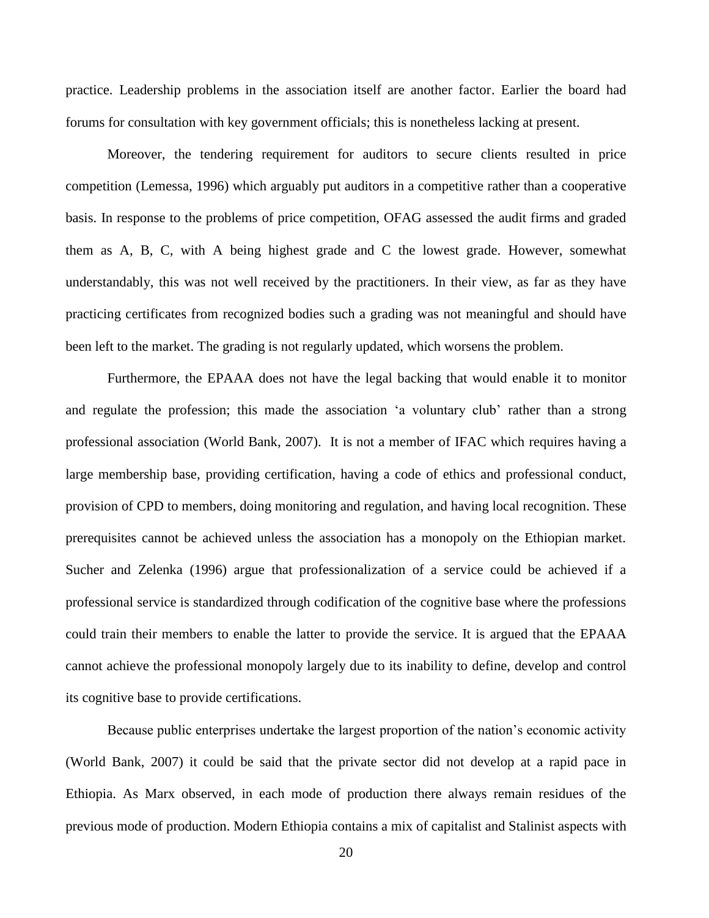practice. Leadership problems in the association itself are another factor. Earlier the board had forums for consultation with key government officials; this is nonetheless lacking at present.

Moreover, the tendering requirement for auditors to secure clients resulted in price competition (Lemessa, 1996) which arguably put auditors in a competitive rather than a cooperative basis. In response to the problems of price competition, OFAG assessed the audit firms and graded them as A, B, C, with A being highest grade and C the lowest grade. However, somewhat understandably, this was not well received by the practitioners. In their view, as far as they have practicing certificates from recognized bodies such a grading was not meaningful and should have been left to the market. The grading is not regularly updated, which worsens the problem.

Furthermore, the EPAAA does not have the legal backing that would enable it to monitor and regulate the profession; this made the association 'a voluntary club' rather than a strong professional association (World Bank, 2007). It is not a member of IFAC which requires having a large membership base, providing certification, having a code of ethics and professional conduct, provision of CPD to members, doing monitoring and regulation, and having local recognition. These prerequisites cannot be achieved unless the association has a monopoly on the Ethiopian market. Sucher and Zelenka (1996) argue that professionalization of a service could be achieved if a professional service is standardized through codification of the cognitive base where the professions could train their members to enable the latter to provide the service. It is argued that the EPAAA cannot achieve the professional monopoly largely due to its inability to define, develop and control its cognitive base to provide certifications.

Because public enterprises undertake the largest proportion of the nation's economic activity (World Bank, 2007) it could be said that the private sector did not develop at a rapid pace in Ethiopia. As Marx observed, in each mode of production there always remain residues of the previous mode of production. Modern Ethiopia contains a mix of capitalist and Stalinist aspects with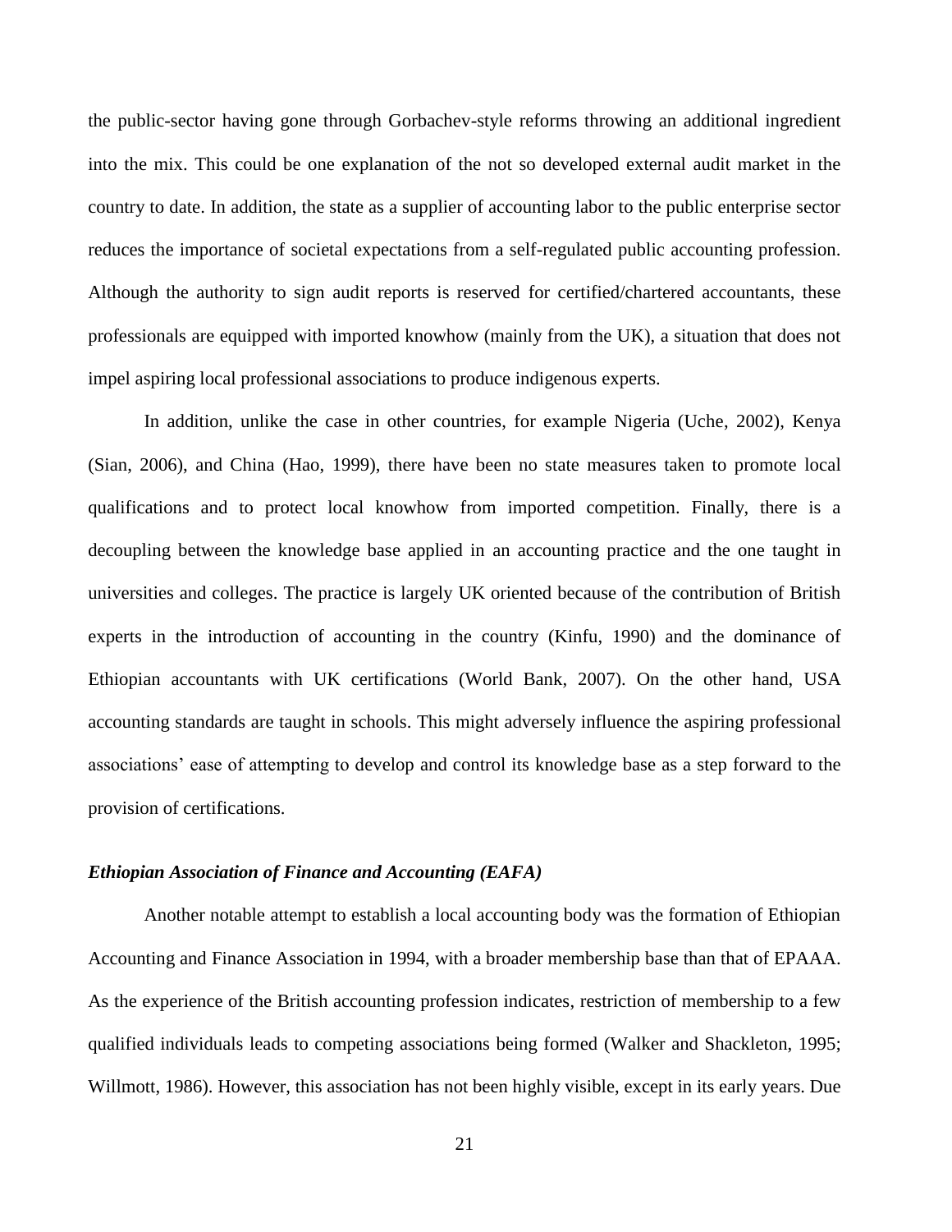the public-sector having gone through Gorbachev-style reforms throwing an additional ingredient into the mix. This could be one explanation of the not so developed external audit market in the country to date. In addition, the state as a supplier of accounting labor to the public enterprise sector reduces the importance of societal expectations from a self-regulated public accounting profession. Although the authority to sign audit reports is reserved for certified/chartered accountants, these professionals are equipped with imported knowhow (mainly from the UK), a situation that does not impel aspiring local professional associations to produce indigenous experts.

In addition, unlike the case in other countries, for example Nigeria (Uche, 2002), Kenya (Sian, 2006), and China (Hao, 1999), there have been no state measures taken to promote local qualifications and to protect local knowhow from imported competition. Finally, there is a decoupling between the knowledge base applied in an accounting practice and the one taught in universities and colleges. The practice is largely UK oriented because of the contribution of British experts in the introduction of accounting in the country (Kinfu, 1990) and the dominance of Ethiopian accountants with UK certifications (World Bank, 2007). On the other hand, USA accounting standards are taught in schools. This might adversely influence the aspiring professional associations' ease of attempting to develop and control its knowledge base as a step forward to the provision of certifications.

***Ethiopian Association of Finance and Accounting (EAFA)***

Another notable attempt to establish a local accounting body was the formation of Ethiopian Accounting and Finance Association in 1994, with a broader membership base than that of EPAAA. As the experience of the British accounting profession indicates, restriction of membership to a few qualified individuals leads to competing associations being formed (Walker and Shackleton, 1995; Willmott, 1986). However, this association has not been highly visible, except in its early years. Due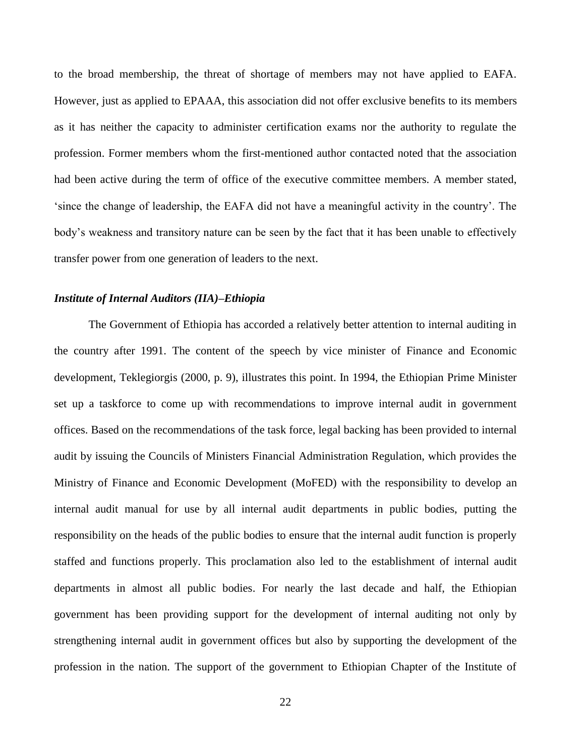to the broad membership, the threat of shortage of members may not have applied to EAFA. However, just as applied to EPAAA, this association did not offer exclusive benefits to its members as it has neither the capacity to administer certification exams nor the authority to regulate the profession. Former members whom the first-mentioned author contacted noted that the association had been active during the term of office of the executive committee members. A member stated, 'since the change of leadership, the EAFA did not have a meaningful activity in the country'. The body's weakness and transitory nature can be seen by the fact that it has been unable to effectively transfer power from one generation of leaders to the next.

### *Institute of Internal Auditors (IIA)–Ethiopia*

The Government of Ethiopia has accorded a relatively better attention to internal auditing in the country after 1991. The content of the speech by vice minister of Finance and Economic development, Teklegiorgis (2000, p. 9), illustrates this point. In 1994, the Ethiopian Prime Minister set up a taskforce to come up with recommendations to improve internal audit in government offices. Based on the recommendations of the task force, legal backing has been provided to internal audit by issuing the Councils of Ministers Financial Administration Regulation, which provides the Ministry of Finance and Economic Development (MoFED) with the responsibility to develop an internal audit manual for use by all internal audit departments in public bodies, putting the responsibility on the heads of the public bodies to ensure that the internal audit function is properly staffed and functions properly. This proclamation also led to the establishment of internal audit departments in almost all public bodies. For nearly the last decade and half, the Ethiopian government has been providing support for the development of internal auditing not only by strengthening internal audit in government offices but also by supporting the development of the profession in the nation. The support of the government to Ethiopian Chapter of the Institute of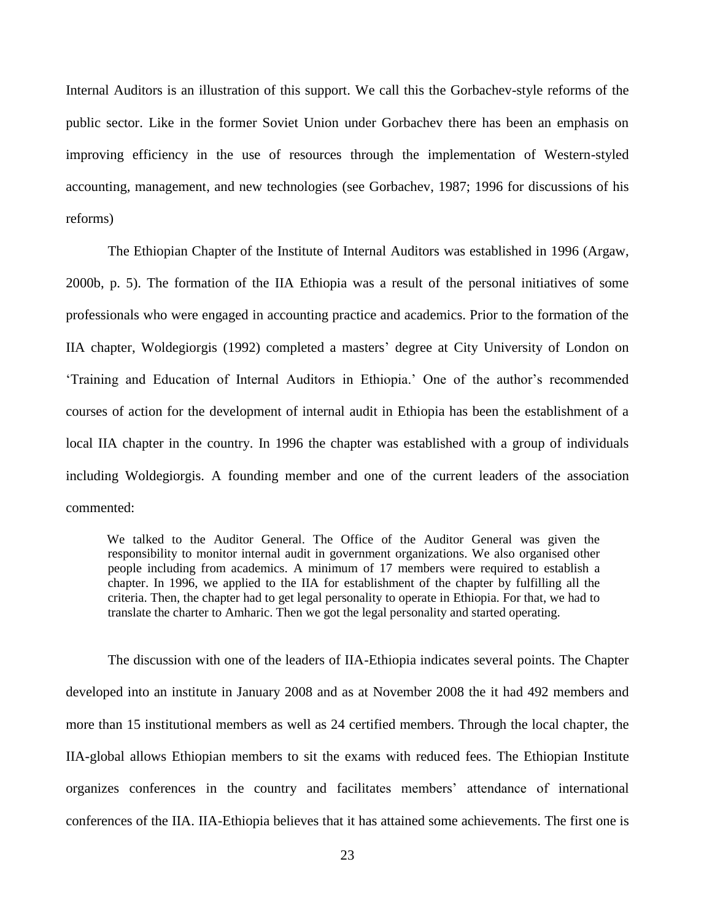Internal Auditors is an illustration of this support. We call this the Gorbachev-style reforms of the public sector. Like in the former Soviet Union under Gorbachev there has been an emphasis on improving efficiency in the use of resources through the implementation of Western-styled accounting, management, and new technologies (see Gorbachev, 1987; 1996 for discussions of his reforms)

The Ethiopian Chapter of the Institute of Internal Auditors was established in 1996 (Argaw, 2000b, p. 5). The formation of the IIA Ethiopia was a result of the personal initiatives of some professionals who were engaged in accounting practice and academics. Prior to the formation of the IIA chapter, Woldegiorgis (1992) completed a masters' degree at City University of London on 'Training and Education of Internal Auditors in Ethiopia.' One of the author's recommended courses of action for the development of internal audit in Ethiopia has been the establishment of a local IIA chapter in the country. In 1996 the chapter was established with a group of individuals including Woldegiorgis. A founding member and one of the current leaders of the association commented:

> We talked to the Auditor General. The Office of the Auditor General was given the responsibility to monitor internal audit in government organizations. We also organised other people including from academics. A minimum of 17 members were required to establish a chapter. In 1996, we applied to the IIA for establishment of the chapter by fulfilling all the criteria. Then, the chapter had to get legal personality to operate in Ethiopia. For that, we had to translate the charter to Amharic. Then we got the legal personality and started operating.

The discussion with one of the leaders of IIA-Ethiopia indicates several points. The Chapter developed into an institute in January 2008 and as at November 2008 the it had 492 members and more than 15 institutional members as well as 24 certified members. Through the local chapter, the IIA-global allows Ethiopian members to sit the exams with reduced fees. The Ethiopian Institute organizes conferences in the country and facilitates members' attendance of international conferences of the IIA. IIA-Ethiopia believes that it has attained some achievements. The first one is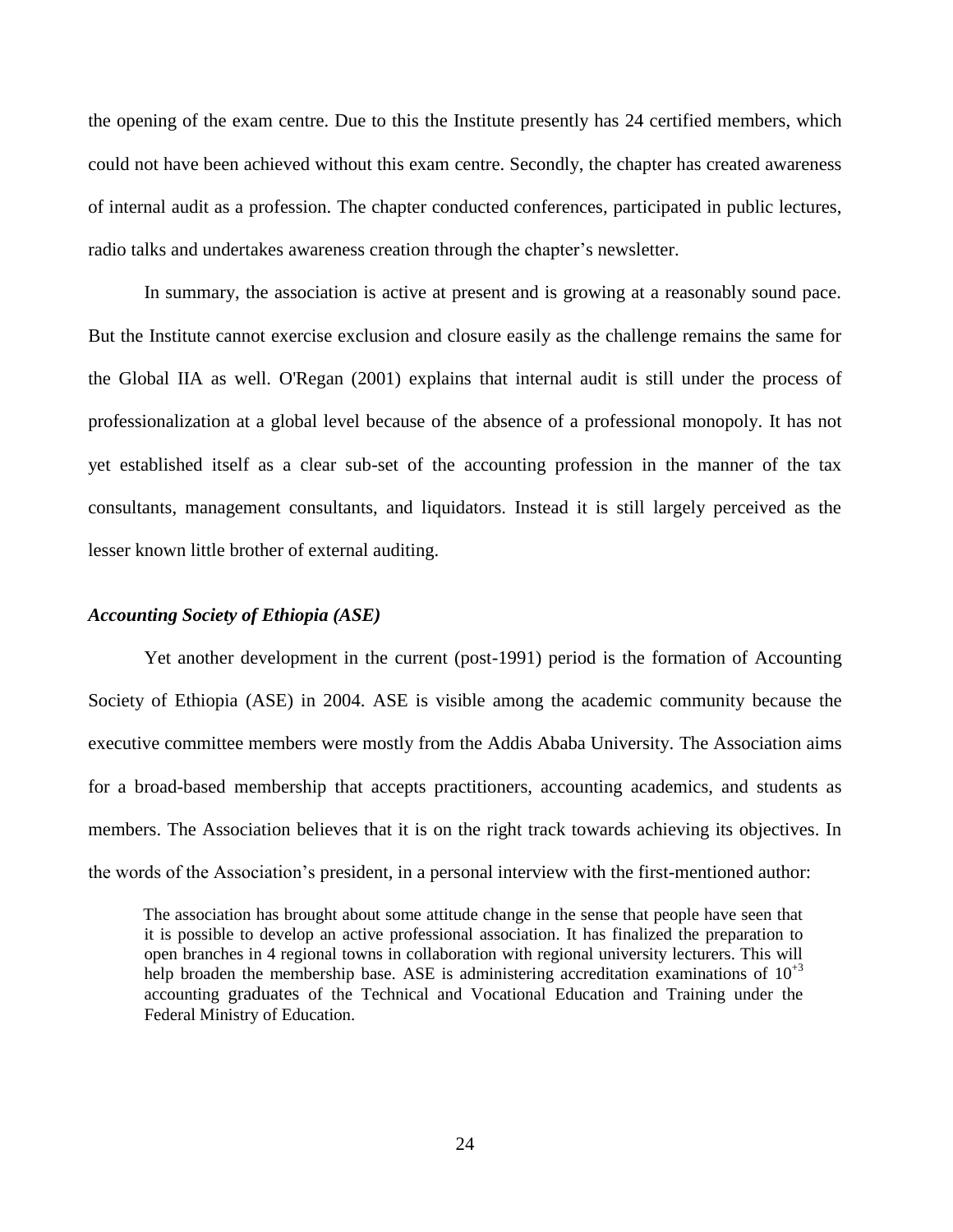the opening of the exam centre. Due to this the Institute presently has 24 certified members, which could not have been achieved without this exam centre. Secondly, the chapter has created awareness of internal audit as a profession. The chapter conducted conferences, participated in public lectures, radio talks and undertakes awareness creation through the chapter's newsletter.

In summary, the association is active at present and is growing at a reasonably sound pace. But the Institute cannot exercise exclusion and closure easily as the challenge remains the same for the Global IIA as well. O'Regan (2001) explains that internal audit is still under the process of professionalization at a global level because of the absence of a professional monopoly. It has not yet established itself as a clear sub-set of the accounting profession in the manner of the tax consultants, management consultants, and liquidators. Instead it is still largely perceived as the lesser known little brother of external auditing.

### *Accounting Society of Ethiopia (ASE)*

Yet another development in the current (post-1991) period is the formation of Accounting Society of Ethiopia (ASE) in 2004. ASE is visible among the academic community because the executive committee members were mostly from the Addis Ababa University. The Association aims for a broad-based membership that accepts practitioners, accounting academics, and students as members. The Association believes that it is on the right track towards achieving its objectives. In the words of the Association's president, in a personal interview with the first-mentioned author:

> The association has brought about some attitude change in the sense that people have seen that it is possible to develop an active professional association. It has finalized the preparation to open branches in 4 regional towns in collaboration with regional university lecturers. This will help broaden the membership base. ASE is administering accreditation examinations of $10^{+3}$ accounting graduates of the Technical and Vocational Education and Training under the Federal Ministry of Education.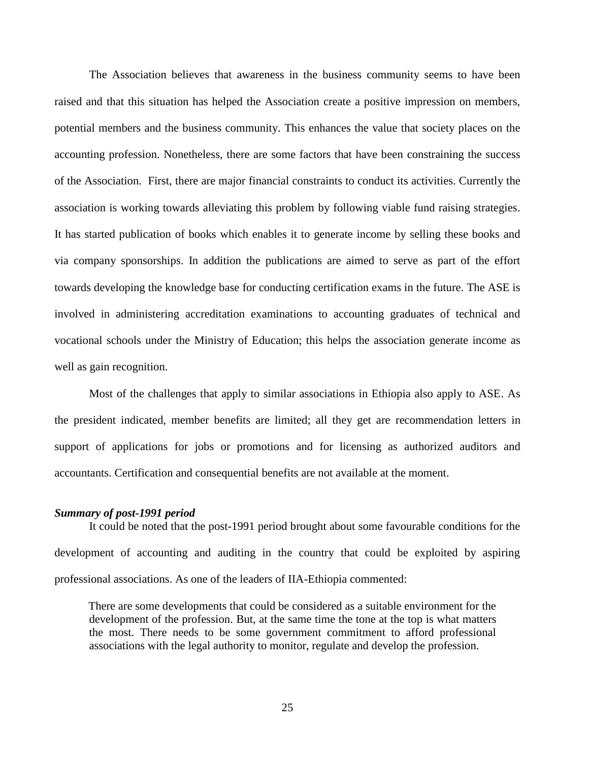The Association believes that awareness in the business community seems to have been raised and that this situation has helped the Association create a positive impression on members, potential members and the business community. This enhances the value that society places on the accounting profession. Nonetheless, there are some factors that have been constraining the success of the Association. First, there are major financial constraints to conduct its activities. Currently the association is working towards alleviating this problem by following viable fund raising strategies. It has started publication of books which enables it to generate income by selling these books and via company sponsorships. In addition the publications are aimed to serve as part of the effort towards developing the knowledge base for conducting certification exams in the future. The ASE is involved in administering accreditation examinations to accounting graduates of technical and vocational schools under the Ministry of Education; this helps the association generate income as well as gain recognition.

Most of the challenges that apply to similar associations in Ethiopia also apply to ASE. As the president indicated, member benefits are limited; all they get are recommendation letters in support of applications for jobs or promotions and for licensing as authorized auditors and accountants. Certification and consequential benefits are not available at the moment.

***Summary of post-1991 period***

It could be noted that the post-1991 period brought about some favourable conditions for the development of accounting and auditing in the country that could be exploited by aspiring professional associations. As one of the leaders of IIA-Ethiopia commented:

> There are some developments that could be considered as a suitable environment for the development of the profession. But, at the same time the tone at the top is what matters the most. There needs to be some government commitment to afford professional associations with the legal authority to monitor, regulate and develop the profession.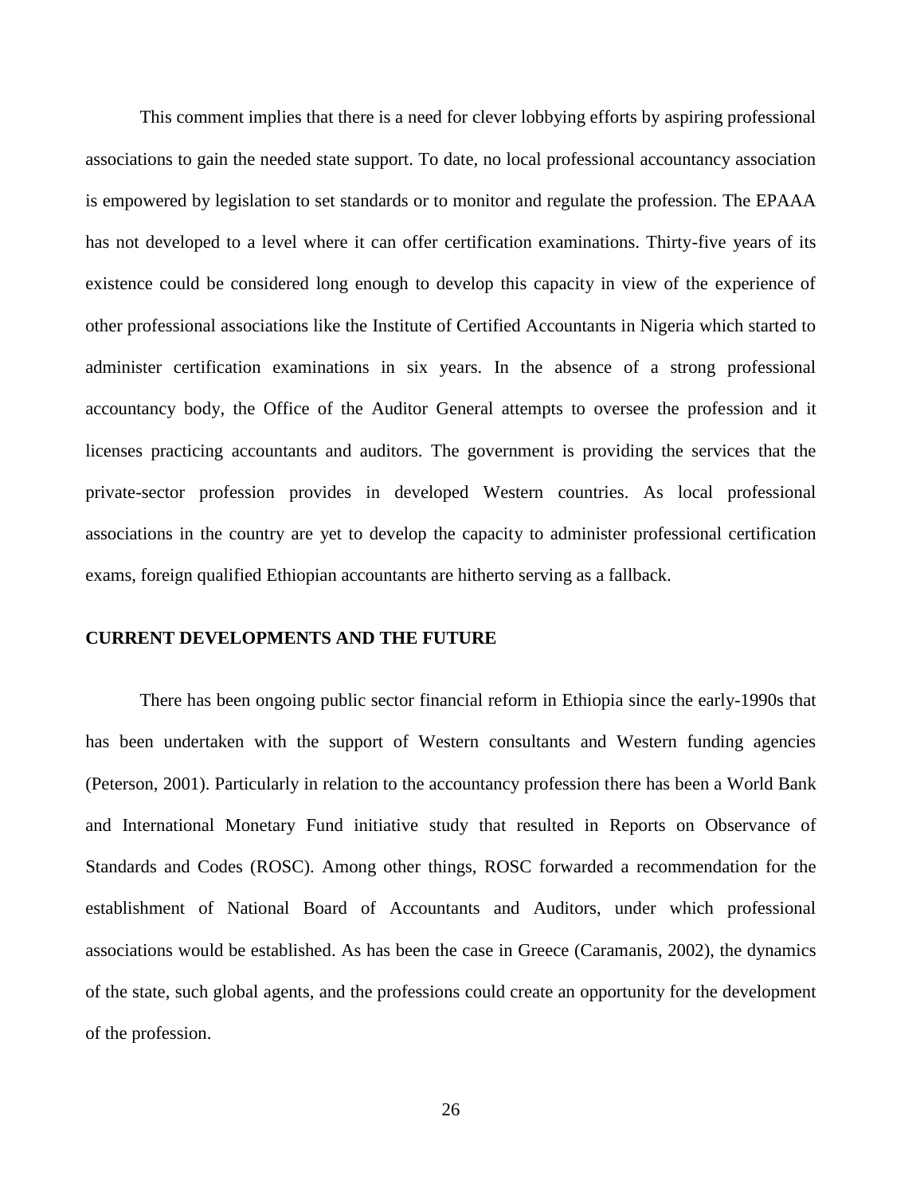This comment implies that there is a need for clever lobbying efforts by aspiring professional associations to gain the needed state support. To date, no local professional accountancy association is empowered by legislation to set standards or to monitor and regulate the profession. The EPAAA has not developed to a level where it can offer certification examinations. Thirty-five years of its existence could be considered long enough to develop this capacity in view of the experience of other professional associations like the Institute of Certified Accountants in Nigeria which started to administer certification examinations in six years. In the absence of a strong professional accountancy body, the Office of the Auditor General attempts to oversee the profession and it licenses practicing accountants and auditors. The government is providing the services that the private-sector profession provides in developed Western countries. As local professional associations in the country are yet to develop the capacity to administer professional certification exams, foreign qualified Ethiopian accountants are hitherto serving as a fallback.

## CURRENT DEVELOPMENTS AND THE FUTURE

There has been ongoing public sector financial reform in Ethiopia since the early-1990s that has been undertaken with the support of Western consultants and Western funding agencies (Peterson, 2001). Particularly in relation to the accountancy profession there has been a World Bank and International Monetary Fund initiative study that resulted in Reports on Observance of Standards and Codes (ROSC). Among other things, ROSC forwarded a recommendation for the establishment of National Board of Accountants and Auditors, under which professional associations would be established. As has been the case in Greece (Caramanis, 2002), the dynamics of the state, such global agents, and the professions could create an opportunity for the development of the profession.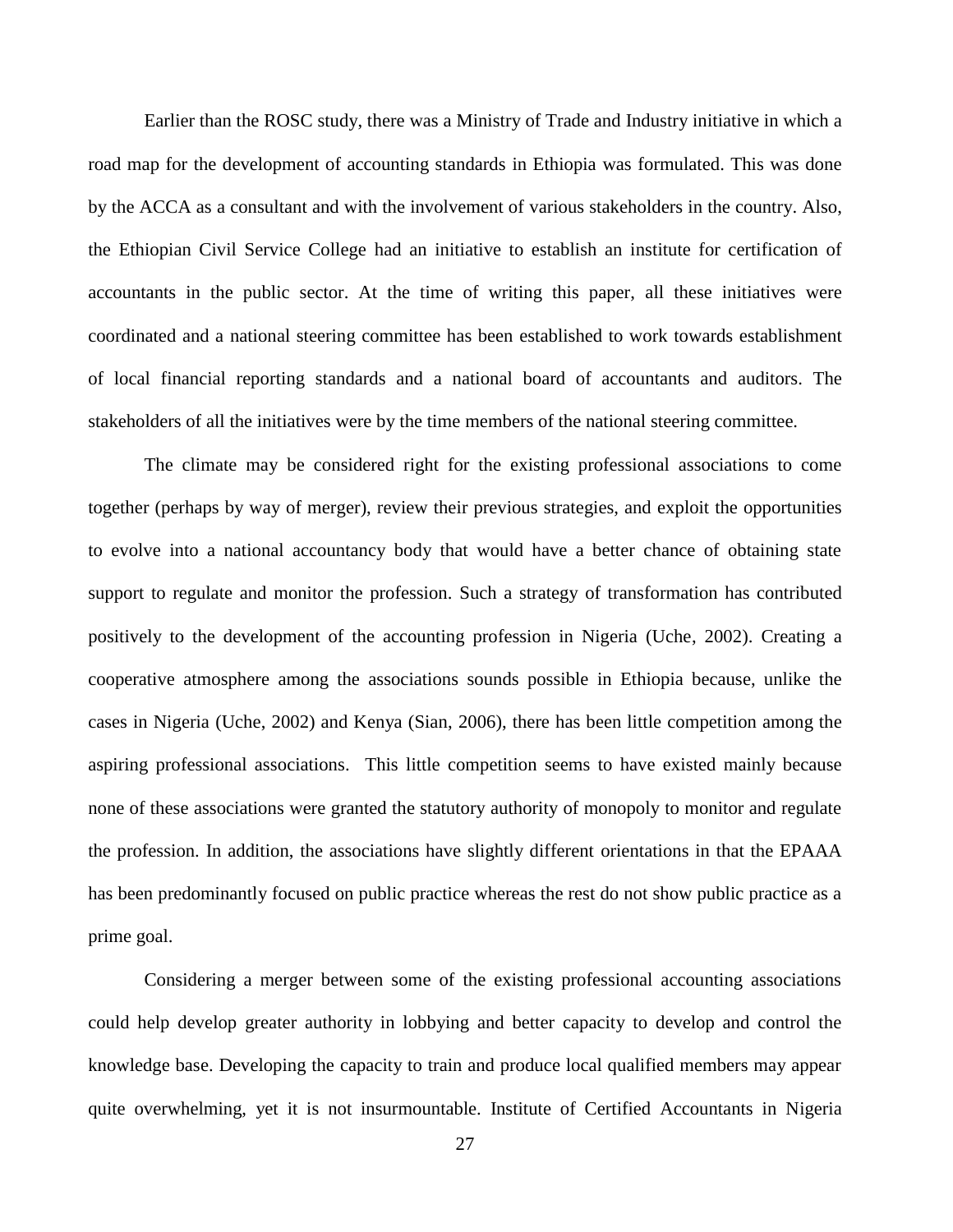Earlier than the ROSC study, there was a Ministry of Trade and Industry initiative in which a road map for the development of accounting standards in Ethiopia was formulated. This was done by the ACCA as a consultant and with the involvement of various stakeholders in the country. Also, the Ethiopian Civil Service College had an initiative to establish an institute for certification of accountants in the public sector. At the time of writing this paper, all these initiatives were coordinated and a national steering committee has been established to work towards establishment of local financial reporting standards and a national board of accountants and auditors. The stakeholders of all the initiatives were by the time members of the national steering committee.

The climate may be considered right for the existing professional associations to come together (perhaps by way of merger), review their previous strategies, and exploit the opportunities to evolve into a national accountancy body that would have a better chance of obtaining state support to regulate and monitor the profession. Such a strategy of transformation has contributed positively to the development of the accounting profession in Nigeria (Uche, 2002). Creating a cooperative atmosphere among the associations sounds possible in Ethiopia because, unlike the cases in Nigeria (Uche, 2002) and Kenya (Sian, 2006), there has been little competition among the aspiring professional associations. This little competition seems to have existed mainly because none of these associations were granted the statutory authority of monopoly to monitor and regulate the profession. In addition, the associations have slightly different orientations in that the EPAAA has been predominantly focused on public practice whereas the rest do not show public practice as a prime goal.

Considering a merger between some of the existing professional accounting associations could help develop greater authority in lobbying and better capacity to develop and control the knowledge base. Developing the capacity to train and produce local qualified members may appear quite overwhelming, yet it is not insurmountable. Institute of Certified Accountants in Nigeria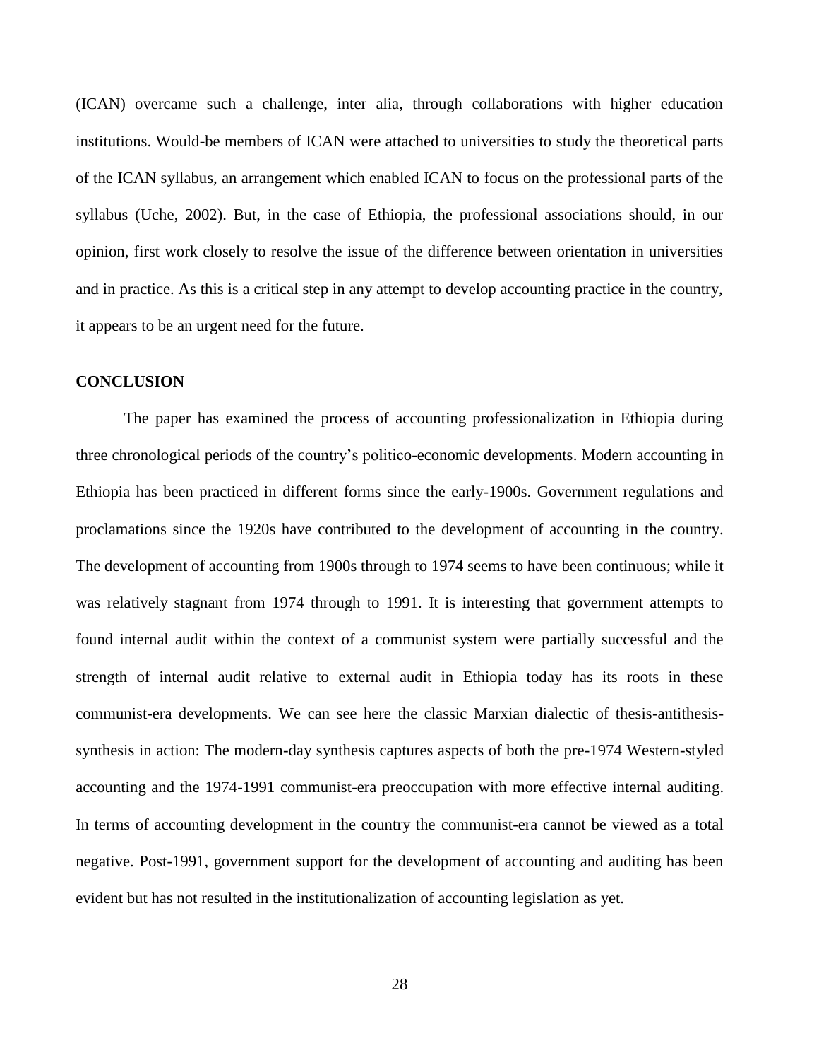(ICAN) overcame such a challenge, inter alia, through collaborations with higher education institutions. Would-be members of ICAN were attached to universities to study the theoretical parts of the ICAN syllabus, an arrangement which enabled ICAN to focus on the professional parts of the syllabus (Uche, 2002). But, in the case of Ethiopia, the professional associations should, in our opinion, first work closely to resolve the issue of the difference between orientation in universities and in practice. As this is a critical step in any attempt to develop accounting practice in the country, it appears to be an urgent need for the future.

## CONCLUSION

The paper has examined the process of accounting professionalization in Ethiopia during three chronological periods of the country's politico-economic developments. Modern accounting in Ethiopia has been practiced in different forms since the early-1900s. Government regulations and proclamations since the 1920s have contributed to the development of accounting in the country. The development of accounting from 1900s through to 1974 seems to have been continuous; while it was relatively stagnant from 1974 through to 1991. It is interesting that government attempts to found internal audit within the context of a communist system were partially successful and the strength of internal audit relative to external audit in Ethiopia today has its roots in these communist-era developments. We can see here the classic Marxian dialectic of thesis-antithesis-synthesis in action: The modern-day synthesis captures aspects of both the pre-1974 Western-styled accounting and the 1974-1991 communist-era preoccupation with more effective internal auditing. In terms of accounting development in the country the communist-era cannot be viewed as a total negative. Post-1991, government support for the development of accounting and auditing has been evident but has not resulted in the institutionalization of accounting legislation as yet.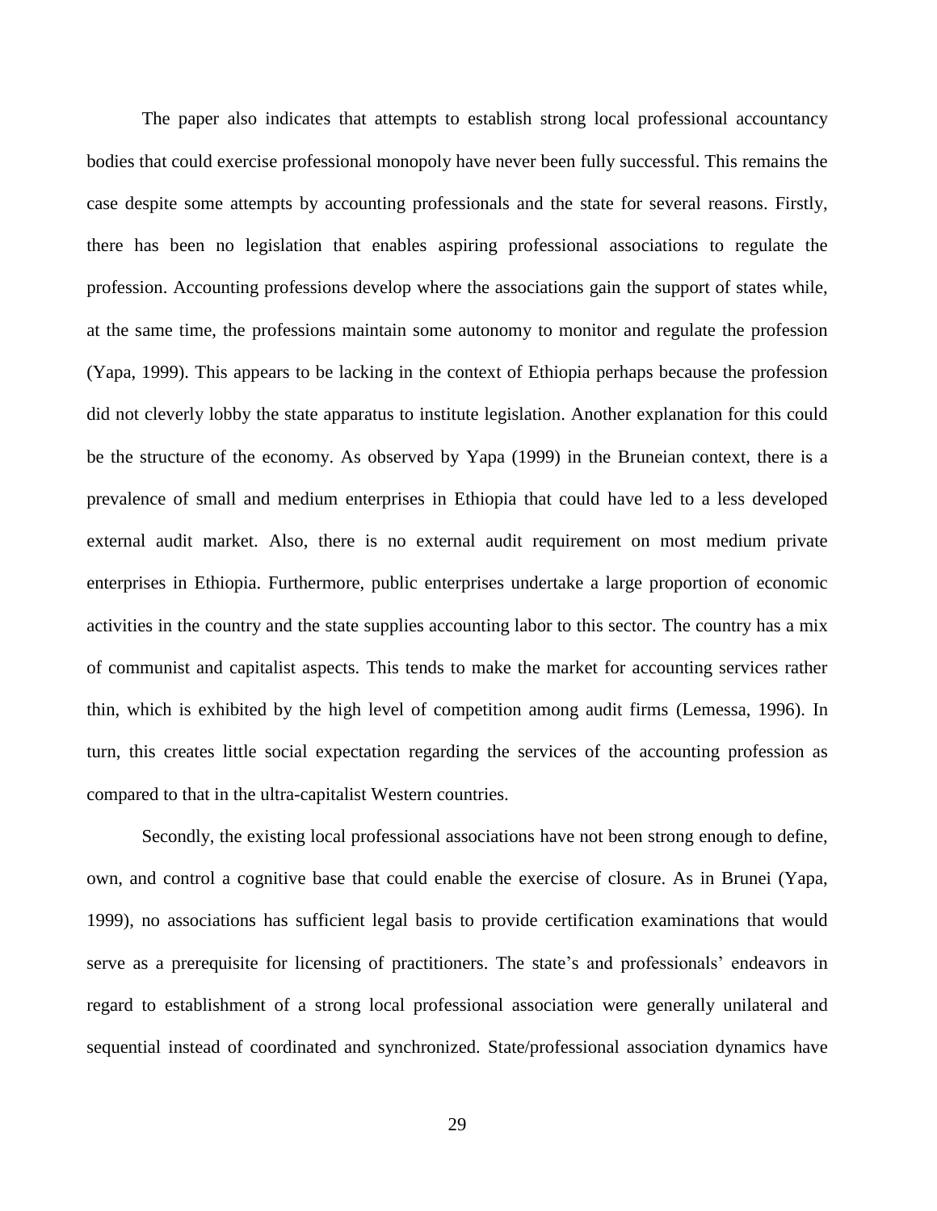The paper also indicates that attempts to establish strong local professional accountancy bodies that could exercise professional monopoly have never been fully successful. This remains the case despite some attempts by accounting professionals and the state for several reasons. Firstly, there has been no legislation that enables aspiring professional associations to regulate the profession. Accounting professions develop where the associations gain the support of states while, at the same time, the professions maintain some autonomy to monitor and regulate the profession (Yapa, 1999). This appears to be lacking in the context of Ethiopia perhaps because the profession did not cleverly lobby the state apparatus to institute legislation. Another explanation for this could be the structure of the economy. As observed by Yapa (1999) in the Bruneian context, there is a prevalence of small and medium enterprises in Ethiopia that could have led to a less developed external audit market. Also, there is no external audit requirement on most medium private enterprises in Ethiopia. Furthermore, public enterprises undertake a large proportion of economic activities in the country and the state supplies accounting labor to this sector. The country has a mix of communist and capitalist aspects. This tends to make the market for accounting services rather thin, which is exhibited by the high level of competition among audit firms (Lemessa, 1996). In turn, this creates little social expectation regarding the services of the accounting profession as compared to that in the ultra-capitalist Western countries.

Secondly, the existing local professional associations have not been strong enough to define, own, and control a cognitive base that could enable the exercise of closure. As in Brunei (Yapa, 1999), no associations has sufficient legal basis to provide certification examinations that would serve as a prerequisite for licensing of practitioners. The state's and professionals' endeavors in regard to establishment of a strong local professional association were generally unilateral and sequential instead of coordinated and synchronized. State/professional association dynamics have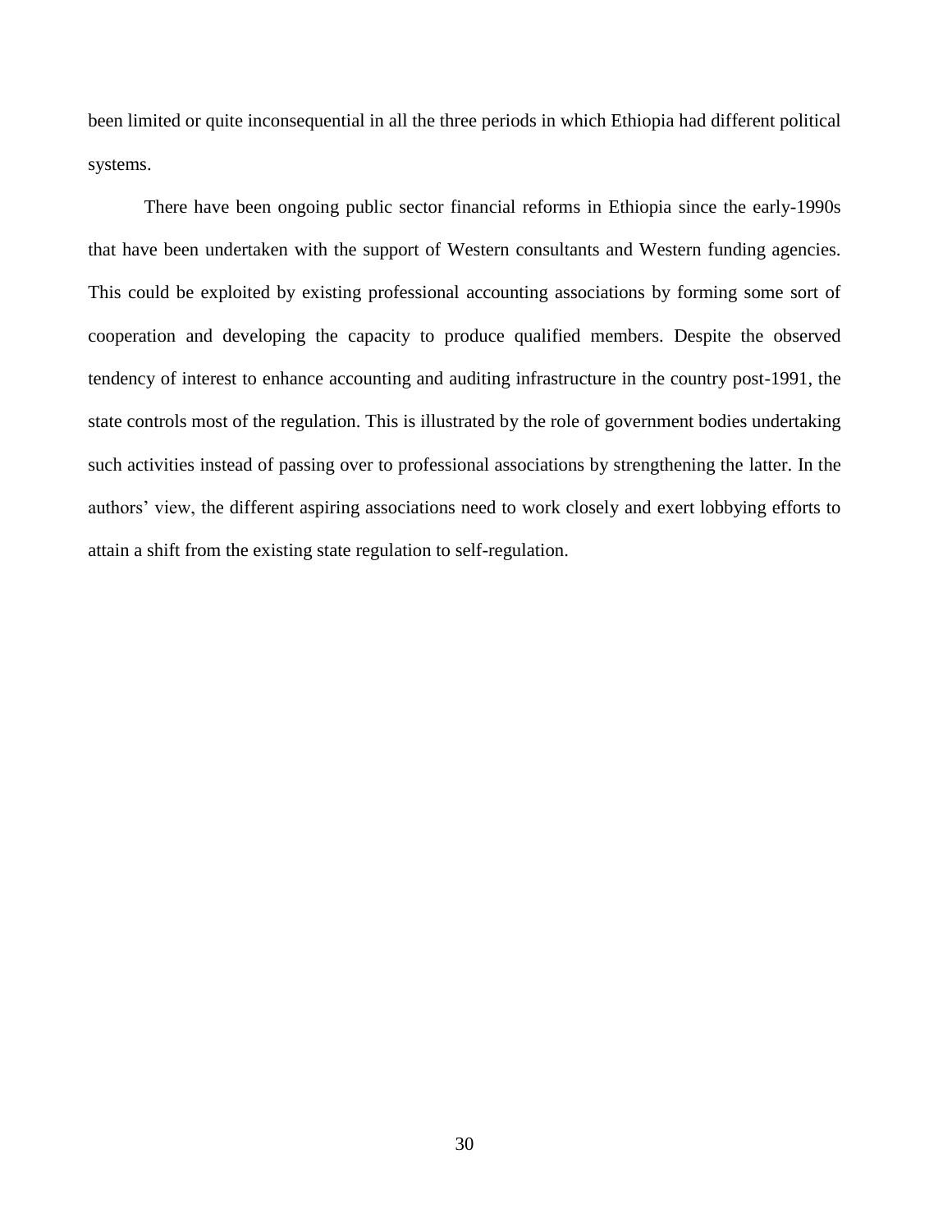been limited or quite inconsequential in all the three periods in which Ethiopia had different political systems.

There have been ongoing public sector financial reforms in Ethiopia since the early-1990s that have been undertaken with the support of Western consultants and Western funding agencies. This could be exploited by existing professional accounting associations by forming some sort of cooperation and developing the capacity to produce qualified members. Despite the observed tendency of interest to enhance accounting and auditing infrastructure in the country post-1991, the state controls most of the regulation. This is illustrated by the role of government bodies undertaking such activities instead of passing over to professional associations by strengthening the latter. In the authors' view, the different aspiring associations need to work closely and exert lobbying efforts to attain a shift from the existing state regulation to self-regulation.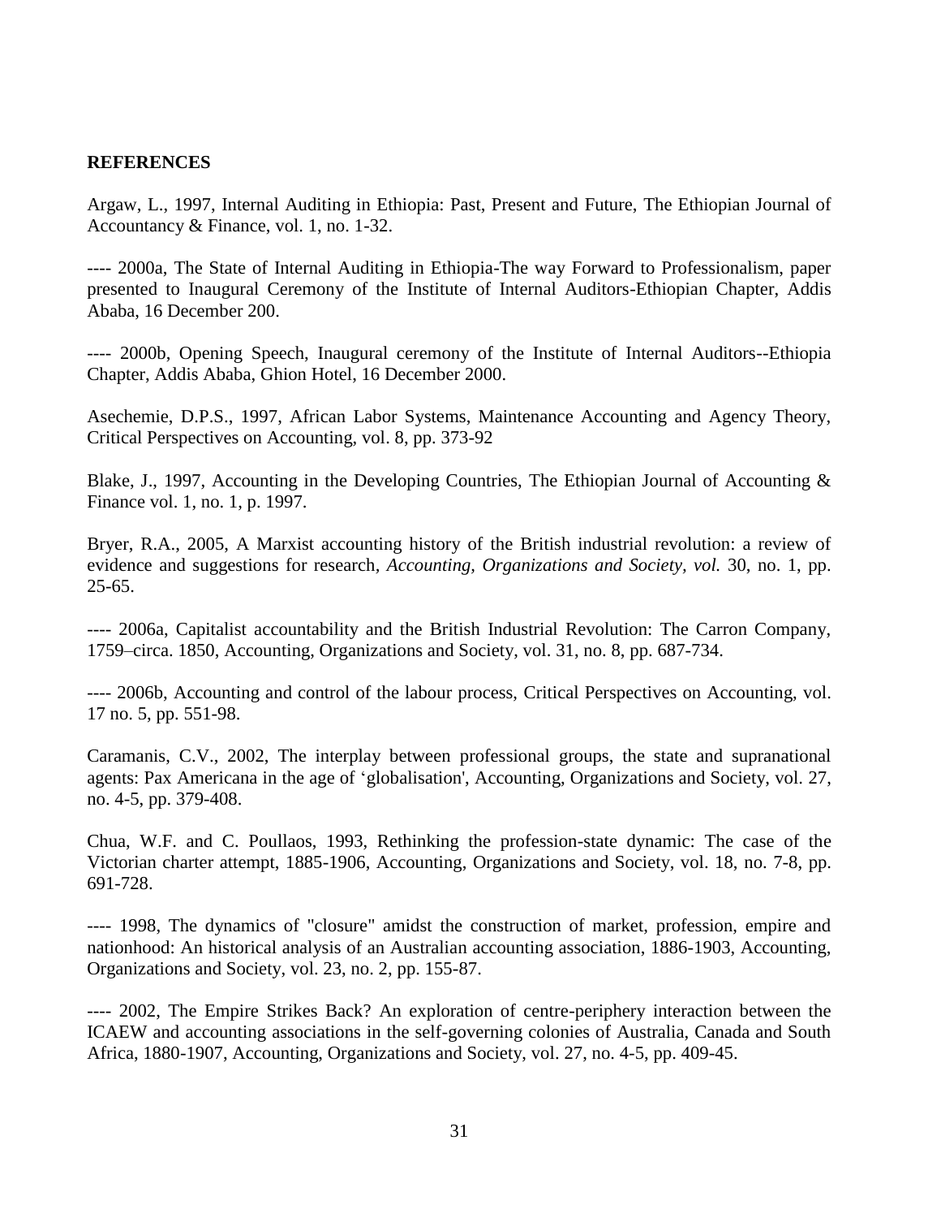# REFERENCES

Argaw, L., 1997, Internal Auditing in Ethiopia: Past, Present and Future, The Ethiopian Journal of Accountancy & Finance, vol. 1, no. 1-32.

---- 2000a, The State of Internal Auditing in Ethiopia-The way Forward to Professionalism, paper presented to Inaugural Ceremony of the Institute of Internal Auditors-Ethiopian Chapter, Addis Ababa, 16 December 200.

---- 2000b, Opening Speech, Inaugural ceremony of the Institute of Internal Auditors--Ethiopia Chapter, Addis Ababa, Ghion Hotel, 16 December 2000.

Asechemie, D.P.S., 1997, African Labor Systems, Maintenance Accounting and Agency Theory, Critical Perspectives on Accounting, vol. 8, pp. 373-92

Blake, J., 1997, Accounting in the Developing Countries, The Ethiopian Journal of Accounting & Finance vol. 1, no. 1, p. 1997.

Bryer, R.A., 2005, A Marxist accounting history of the British industrial revolution: a review of evidence and suggestions for research, *Accounting, Organizations and Society, vol.* 30, no. 1, pp. 25-65.

---- 2006a, Capitalist accountability and the British Industrial Revolution: The Carron Company, 1759–circa. 1850, Accounting, Organizations and Society, vol. 31, no. 8, pp. 687-734.

---- 2006b, Accounting and control of the labour process, Critical Perspectives on Accounting, vol. 17 no. 5, pp. 551-98.

Caramanis, C.V., 2002, The interplay between professional groups, the state and supranational agents: Pax Americana in the age of 'globalisation', Accounting, Organizations and Society, vol. 27, no. 4-5, pp. 379-408.

Chua, W.F. and C. Poullaos, 1993, Rethinking the profession-state dynamic: The case of the Victorian charter attempt, 1885-1906, Accounting, Organizations and Society, vol. 18, no. 7-8, pp. 691-728.

---- 1998, The dynamics of "closure" amidst the construction of market, profession, empire and nationhood: An historical analysis of an Australian accounting association, 1886-1903, Accounting, Organizations and Society, vol. 23, no. 2, pp. 155-87.

---- 2002, The Empire Strikes Back? An exploration of centre-periphery interaction between the ICAEW and accounting associations in the self-governing colonies of Australia, Canada and South Africa, 1880-1907, Accounting, Organizations and Society, vol. 27, no. 4-5, pp. 409-45.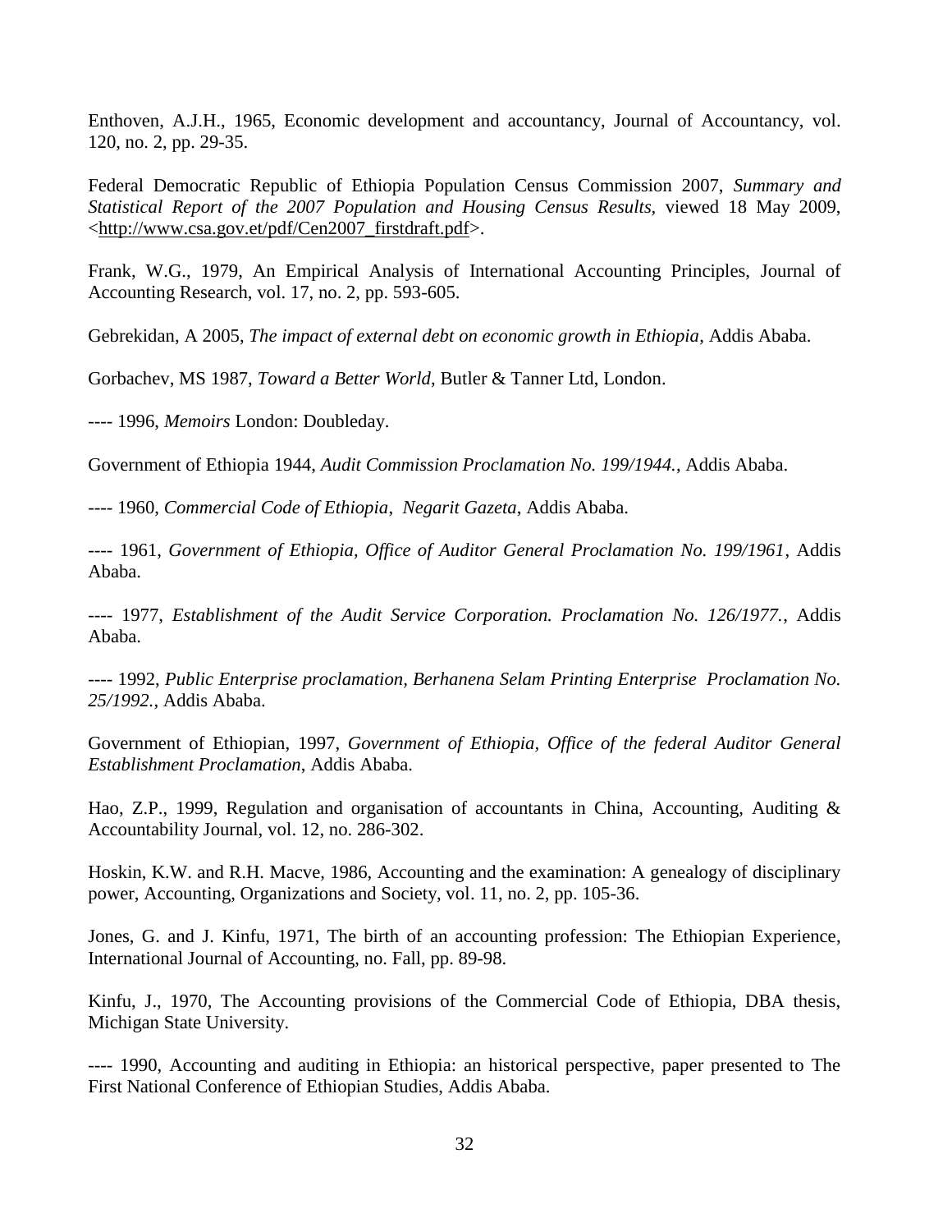Enthoven, A.J.H., 1965, Economic development and accountancy, Journal of Accountancy, vol. 120, no. 2, pp. 29-35.

Federal Democratic Republic of Ethiopia Population Census Commission 2007, *Summary and Statistical Report of the 2007 Population and Housing Census Results*, viewed 18 May 2009, <http://www.csa.gov.et/pdf/Cen2007_firstdraft.pdf>.

Frank, W.G., 1979, An Empirical Analysis of International Accounting Principles, Journal of Accounting Research, vol. 17, no. 2, pp. 593-605.

Gebrekidan, A 2005, *The impact of external debt on economic growth in Ethiopia*, Addis Ababa.

Gorbachev, MS 1987, *Toward a Better World*, Butler & Tanner Ltd, London.

---- 1996, *Memoirs* London: Doubleday.

Government of Ethiopia 1944, *Audit Commission Proclamation No. 199/1944.*, Addis Ababa.

---- 1960, *Commercial Code of Ethiopia*, *Negarit Gazeta*, Addis Ababa.

---- 1961, *Government of Ethiopia, Office of Auditor General Proclamation No. 199/1961*, Addis Ababa.

---- 1977, *Establishment of the Audit Service Corporation. Proclamation No. 126/1977.*, Addis Ababa.

---- 1992, *Public Enterprise proclamation, Berhanena Selam Printing Enterprise Proclamation No. 25/1992.*, Addis Ababa.

Government of Ethiopian, 1997, *Government of Ethiopia, Office of the federal Auditor General Establishment Proclamation*, Addis Ababa.

Hao, Z.P., 1999, Regulation and organisation of accountants in China, Accounting, Auditing & Accountability Journal, vol. 12, no. 286-302.

Hoskin, K.W. and R.H. Macve, 1986, Accounting and the examination: A genealogy of disciplinary power, Accounting, Organizations and Society, vol. 11, no. 2, pp. 105-36.

Jones, G. and J. Kinfu, 1971, The birth of an accounting profession: The Ethiopian Experience, International Journal of Accounting, no. Fall, pp. 89-98.

Kinfu, J., 1970, The Accounting provisions of the Commercial Code of Ethiopia, DBA thesis, Michigan State University.

---- 1990, Accounting and auditing in Ethiopia: an historical perspective, paper presented to The First National Conference of Ethiopian Studies, Addis Ababa.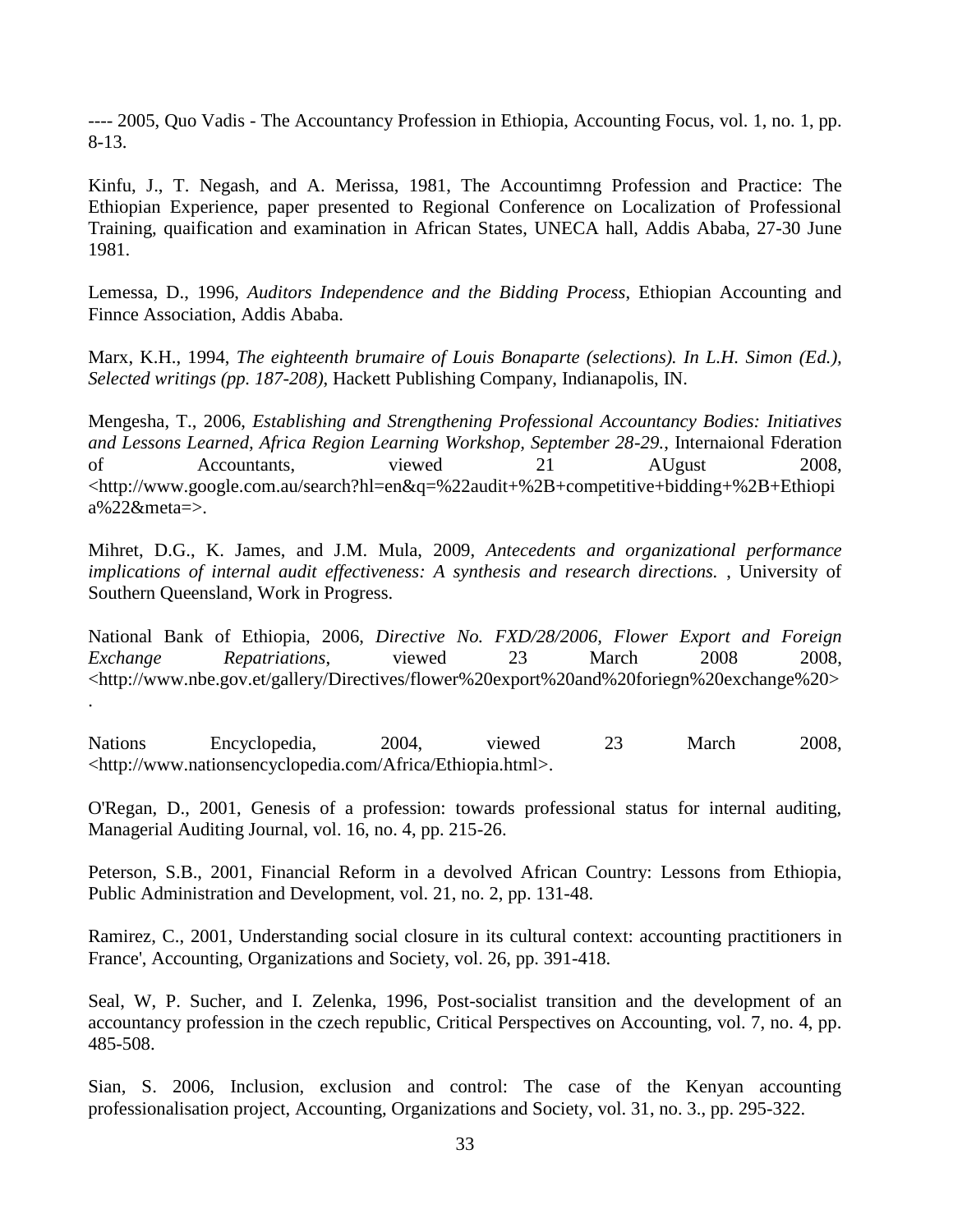---- 2005, Quo Vadis - The Accountancy Profession in Ethiopia, Accounting Focus, vol. 1, no. 1, pp. 8-13.

Kinfu, J., T. Negash, and A. Merissa, 1981, The Accountimng Profession and Practice: The Ethiopian Experience, paper presented to Regional Conference on Localization of Professional Training, quaification and examination in African States, UNECA hall, Addis Ababa, 27-30 June 1981.

Lemessa, D., 1996, *Auditors Independence and the Bidding Process*, Ethiopian Accounting and Finnce Association, Addis Ababa.

Marx, K.H., 1994, *The eighteenth brumaire of Louis Bonaparte (selections). In L.H. Simon (Ed.), Selected writings (pp. 187-208)*, Hackett Publishing Company, Indianapolis, IN.

Mengesha, T., 2006, *Establishing and Strengthening Professional Accountancy Bodies: Initiatives and Lessons Learned, Africa Region Learning Workshop, September 28-29.*, Internaional Fderation of Accountants, viewed 21 AUgust 2008, <http://www.google.com.au/search?hl=en&q=%22audit+%2B+competitive+bidding+%2B+Ethiopia%22&meta=>.

Mihret, D.G., K. James, and J.M. Mula, 2009, *Antecedents and organizational performance implications of internal audit effectiveness: A synthesis and research directions.* , University of Southern Queensland, Work in Progress.

National Bank of Ethiopia, 2006, *Directive No. FXD/28/2006, Flower Export and Foreign Exchange Repatriations*, viewed 23 March 2008 2008, <http://www.nbe.gov.et/gallery/Directives/flower%20export%20and%20foriegn%20exchange%20>.

Nations Encyclopedia, 2004, viewed 23 March 2008, <http://www.nationsencyclopedia.com/Africa/Ethiopia.html>.

O'Regan, D., 2001, Genesis of a profession: towards professional status for internal auditing, Managerial Auditing Journal, vol. 16, no. 4, pp. 215-26.

Peterson, S.B., 2001, Financial Reform in a devolved African Country: Lessons from Ethiopia, Public Administration and Development, vol. 21, no. 2, pp. 131-48.

Ramirez, C., 2001, Understanding social closure in its cultural context: accounting practitioners in France', Accounting, Organizations and Society, vol. 26, pp. 391-418.

Seal, W, P. Sucher, and I. Zelenka, 1996, Post-socialist transition and the development of an accountancy profession in the czech republic, Critical Perspectives on Accounting, vol. 7, no. 4, pp. 485-508.

Sian, S. 2006, Inclusion, exclusion and control: The case of the Kenyan accounting professionalisation project, Accounting, Organizations and Society, vol. 31, no. 3., pp. 295-322.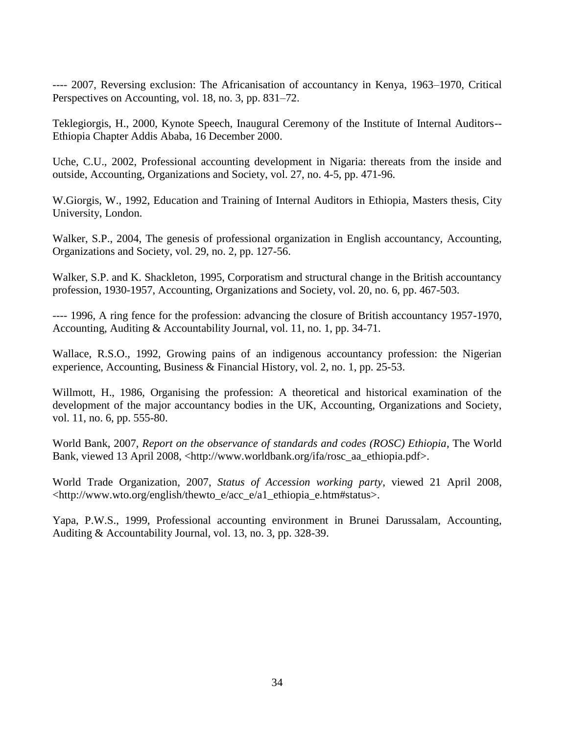---- 2007, Reversing exclusion: The Africanisation of accountancy in Kenya, 1963–1970, Critical Perspectives on Accounting, vol. 18, no. 3, pp. 831–72.

Teklegiorgis, H., 2000, Kynote Speech, Inaugural Ceremony of the Institute of Internal Auditors--Ethiopia Chapter Addis Ababa, 16 December 2000.

Uche, C.U., 2002, Professional accounting development in Nigaria: thereats from the inside and outside, Accounting, Organizations and Society, vol. 27, no. 4-5, pp. 471-96.

W.Giorgis, W., 1992, Education and Training of Internal Auditors in Ethiopia, Masters thesis, City University, London.

Walker, S.P., 2004, The genesis of professional organization in English accountancy, Accounting, Organizations and Society, vol. 29, no. 2, pp. 127-56.

Walker, S.P. and K. Shackleton, 1995, Corporatism and structural change in the British accountancy profession, 1930-1957, Accounting, Organizations and Society, vol. 20, no. 6, pp. 467-503.

---- 1996, A ring fence for the profession: advancing the closure of British accountancy 1957-1970, Accounting, Auditing & Accountability Journal, vol. 11, no. 1, pp. 34-71.

Wallace, R.S.O., 1992, Growing pains of an indigenous accountancy profession: the Nigerian experience, Accounting, Business & Financial History, vol. 2, no. 1, pp. 25-53.

Willmott, H., 1986, Organising the profession: A theoretical and historical examination of the development of the major accountancy bodies in the UK, Accounting, Organizations and Society, vol. 11, no. 6, pp. 555-80.

World Bank, 2007, *Report on the observance of standards and codes (ROSC) Ethiopia*, The World Bank, viewed 13 April 2008, <http://www.worldbank.org/ifa/rosc_aa_ethiopia.pdf>.

World Trade Organization, 2007, *Status of Accession working party*, viewed 21 April 2008, <http://www.wto.org/english/thewto_e/acc_e/a1_ethiopia_e.htm#status>.

Yapa, P.W.S., 1999, Professional accounting environment in Brunei Darussalam, Accounting, Auditing & Accountability Journal, vol. 13, no. 3, pp. 328-39.